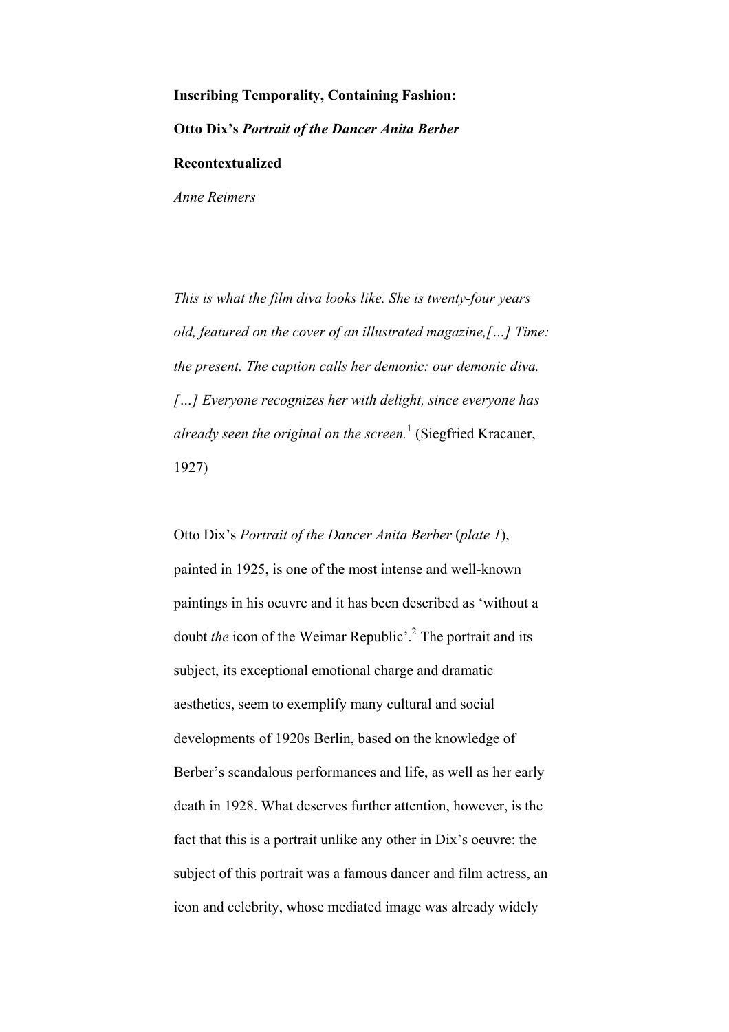# Inscribing Temporality, Containing Fashion: Otto Dix's *Portrait of the Dancer Anita Berber* Recontextualized

*Anne Reimers*

*This is what the film diva looks like. She is twenty-four years old, featured on the cover of an illustrated magazine,[…] Time: the present. The caption calls her demonic: our demonic diva. […] Everyone recognizes her with delight, since everyone has already seen the original on the screen.*[1] (Siegfried Kracauer, 1927)

Otto Dix's *Portrait of the Dancer Anita Berber* (*plate 1*), painted in 1925, is one of the most intense and well-known paintings in his oeuvre and it has been described as 'without a doubt *the* icon of the Weimar Republic'.[2] The portrait and its subject, its exceptional emotional charge and dramatic aesthetics, seem to exemplify many cultural and social developments of 1920s Berlin, based on the knowledge of Berber's scandalous performances and life, as well as her early death in 1928. What deserves further attention, however, is the fact that this is a portrait unlike any other in Dix's oeuvre: the subject of this portrait was a famous dancer and film actress, an icon and celebrity, whose mediated image was already widely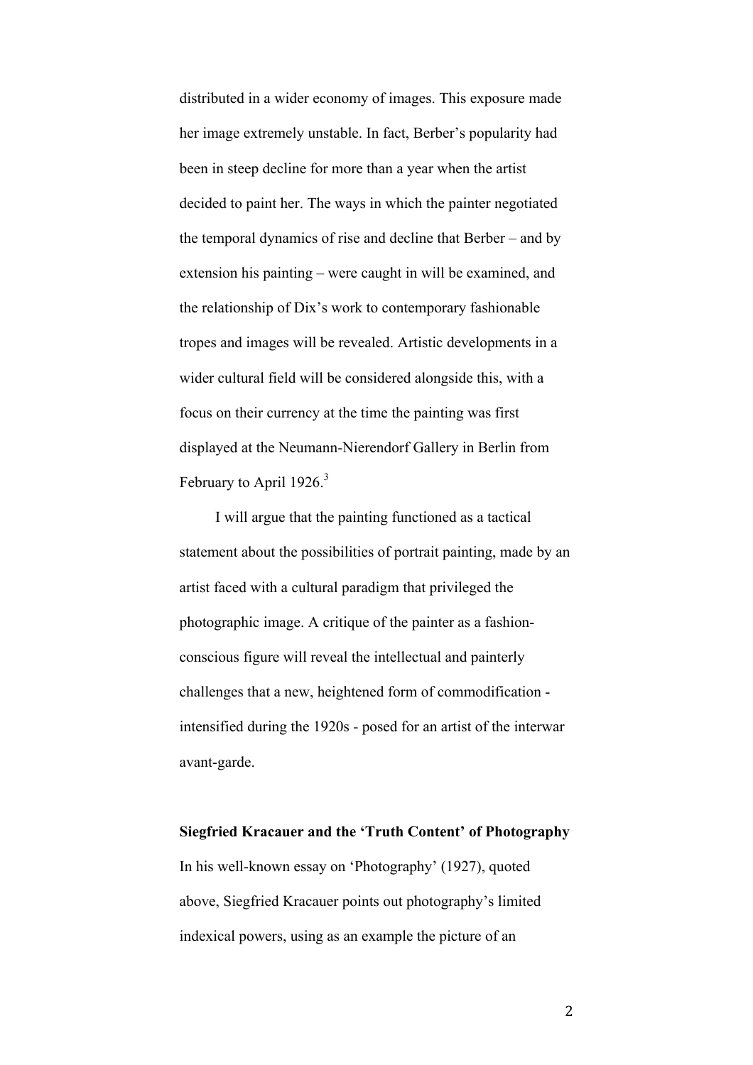distributed in a wider economy of images. This exposure made her image extremely unstable. In fact, Berber's popularity had been in steep decline for more than a year when the artist decided to paint her. The ways in which the painter negotiated the temporal dynamics of rise and decline that Berber – and by extension his painting – were caught in will be examined, and the relationship of Dix's work to contemporary fashionable tropes and images will be revealed. Artistic developments in a wider cultural field will be considered alongside this, with a focus on their currency at the time the painting was first displayed at the Neumann-Nierendorf Gallery in Berlin from February to April 1926.[3]

I will argue that the painting functioned as a tactical statement about the possibilities of portrait painting, made by an artist faced with a cultural paradigm that privileged the photographic image. A critique of the painter as a fashion-conscious figure will reveal the intellectual and painterly challenges that a new, heightened form of commodification - intensified during the 1920s - posed for an artist of the interwar avant-garde.

**Siegfried Kracauer and the 'Truth Content' of Photography**

In his well-known essay on 'Photography' (1927), quoted above, Siegfried Kracauer points out photography's limited indexical powers, using as an example the picture of an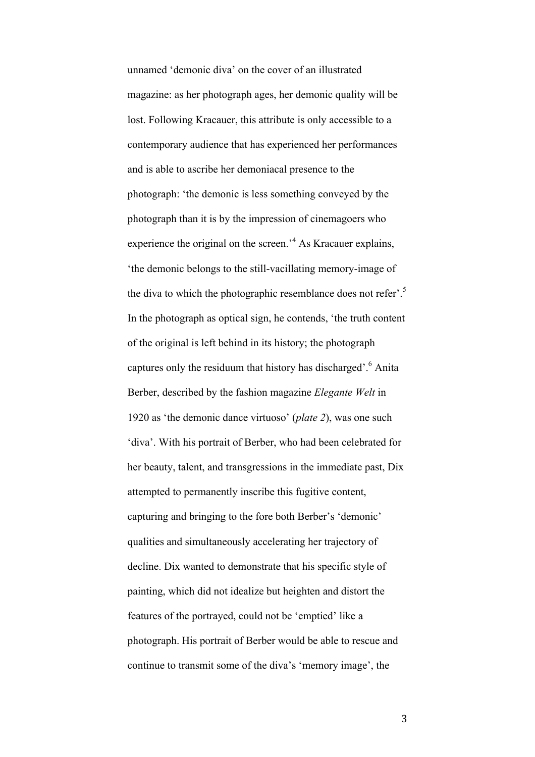unnamed 'demonic diva' on the cover of an illustrated magazine: as her photograph ages, her demonic quality will be lost. Following Kracauer, this attribute is only accessible to a contemporary audience that has experienced her performances and is able to ascribe her demoniacal presence to the photograph: 'the demonic is less something conveyed by the photograph than it is by the impression of cinemagoers who experience the original on the screen.'[4] As Kracauer explains, 'the demonic belongs to the still-vacillating memory-image of the diva to which the photographic resemblance does not refer'.[5] In the photograph as optical sign, he contends, 'the truth content of the original is left behind in its history; the photograph captures only the residuum that history has discharged'.[6] Anita Berber, described by the fashion magazine *Elegante Welt* in 1920 as 'the demonic dance virtuoso' (*plate 2*), was one such 'diva'. With his portrait of Berber, who had been celebrated for her beauty, talent, and transgressions in the immediate past, Dix attempted to permanently inscribe this fugitive content, capturing and bringing to the fore both Berber's 'demonic' qualities and simultaneously accelerating her trajectory of decline. Dix wanted to demonstrate that his specific style of painting, which did not idealize but heighten and distort the features of the portrayed, could not be 'emptied' like a photograph. His portrait of Berber would be able to rescue and continue to transmit some of the diva's 'memory image', the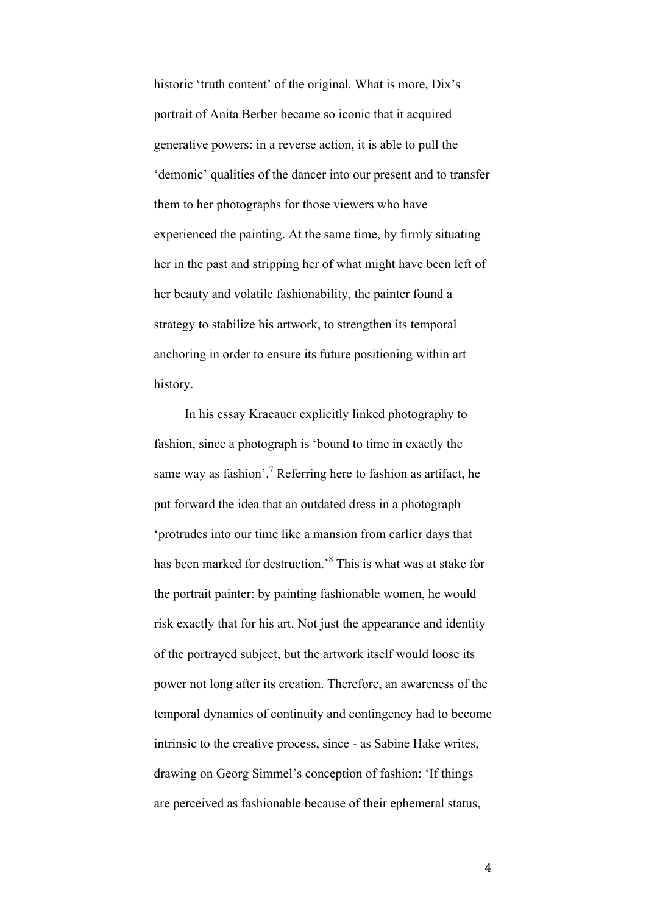historic 'truth content' of the original. What is more, Dix's portrait of Anita Berber became so iconic that it acquired generative powers: in a reverse action, it is able to pull the 'demonic' qualities of the dancer into our present and to transfer them to her photographs for those viewers who have experienced the painting. At the same time, by firmly situating her in the past and stripping her of what might have been left of her beauty and volatile fashionability, the painter found a strategy to stabilize his artwork, to strengthen its temporal anchoring in order to ensure its future positioning within art history.

In his essay Kracauer explicitly linked photography to fashion, since a photograph is 'bound to time in exactly the same way as fashion'.[7] Referring here to fashion as artifact, he put forward the idea that an outdated dress in a photograph 'protrudes into our time like a mansion from earlier days that has been marked for destruction.'[8] This is what was at stake for the portrait painter: by painting fashionable women, he would risk exactly that for his art. Not just the appearance and identity of the portrayed subject, but the artwork itself would loose its power not long after its creation. Therefore, an awareness of the temporal dynamics of continuity and contingency had to become intrinsic to the creative process, since - as Sabine Hake writes, drawing on Georg Simmel's conception of fashion: 'If things are perceived as fashionable because of their ephemeral status,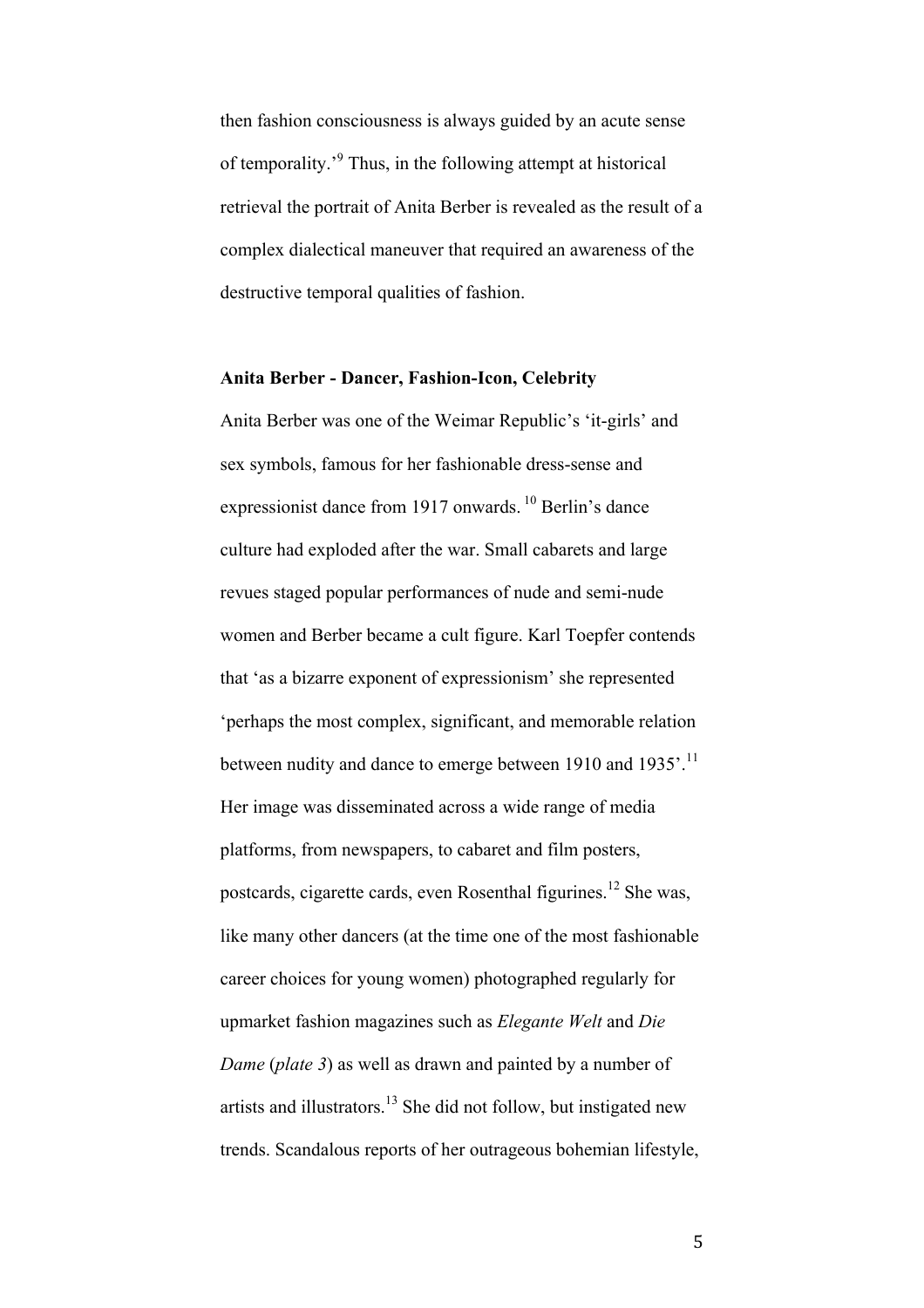then fashion consciousness is always guided by an acute sense of temporality.'[9] Thus, in the following attempt at historical retrieval the portrait of Anita Berber is revealed as the result of a complex dialectical maneuver that required an awareness of the destructive temporal qualities of fashion.

**Anita Berber - Dancer, Fashion-Icon, Celebrity**

Anita Berber was one of the Weimar Republic's 'it-girls' and sex symbols, famous for her fashionable dress-sense and expressionist dance from 1917 onwards.[10] Berlin's dance culture had exploded after the war. Small cabarets and large revues staged popular performances of nude and semi-nude women and Berber became a cult figure. Karl Toepfer contends that 'as a bizarre exponent of expressionism' she represented 'perhaps the most complex, significant, and memorable relation between nudity and dance to emerge between 1910 and 1935'.[11] Her image was disseminated across a wide range of media platforms, from newspapers, to cabaret and film posters, postcards, cigarette cards, even Rosenthal figurines.[12] She was, like many other dancers (at the time one of the most fashionable career choices for young women) photographed regularly for upmarket fashion magazines such as *Elegante Welt* and *Die Dame* (*plate 3*) as well as drawn and painted by a number of artists and illustrators.[13] She did not follow, but instigated new trends. Scandalous reports of her outrageous bohemian lifestyle,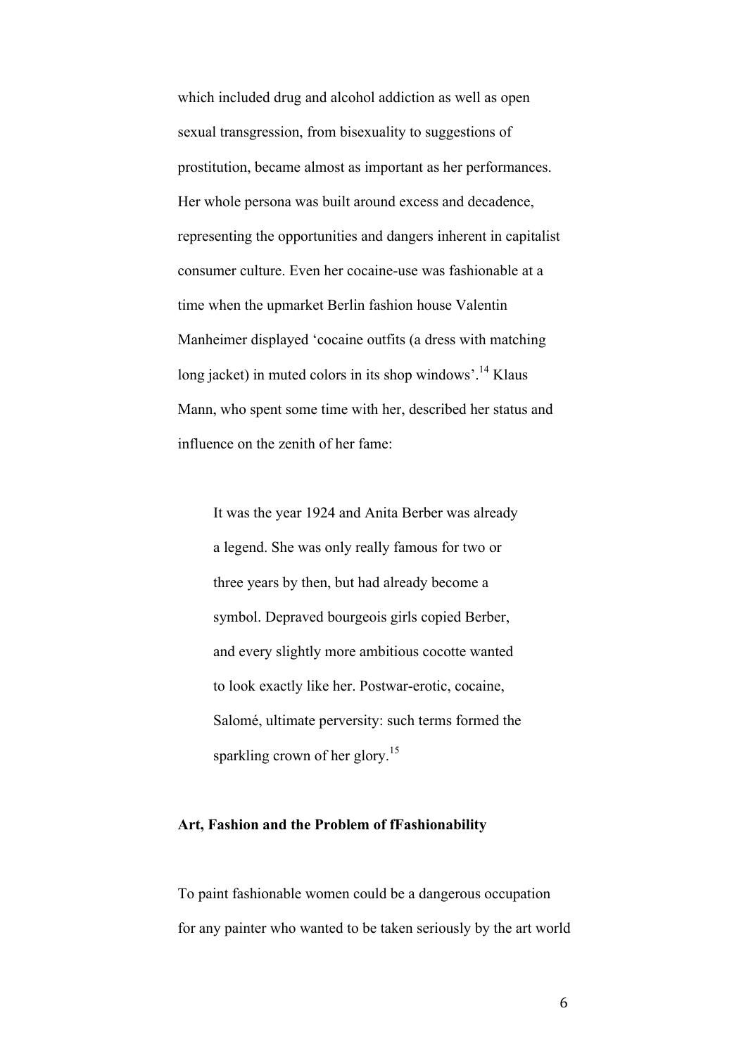which included drug and alcohol addiction as well as open sexual transgression, from bisexuality to suggestions of prostitution, became almost as important as her performances. Her whole persona was built around excess and decadence, representing the opportunities and dangers inherent in capitalist consumer culture. Even her cocaine-use was fashionable at a time when the upmarket Berlin fashion house Valentin Manheimer displayed 'cocaine outfits (a dress with matching long jacket) in muted colors in its shop windows'.[14] Klaus Mann, who spent some time with her, described her status and influence on the zenith of her fame:

> It was the year 1924 and Anita Berber was already a legend. She was only really famous for two or three years by then, but had already become a symbol. Depraved bourgeois girls copied Berber, and every slightly more ambitious cocotte wanted to look exactly like her. Postwar-erotic, cocaine, Salomé, ultimate perversity: such terms formed the sparkling crown of her glory.[15]

## Art, Fashion and the Problem of fFashionability

To paint fashionable women could be a dangerous occupation for any painter who wanted to be taken seriously by the art world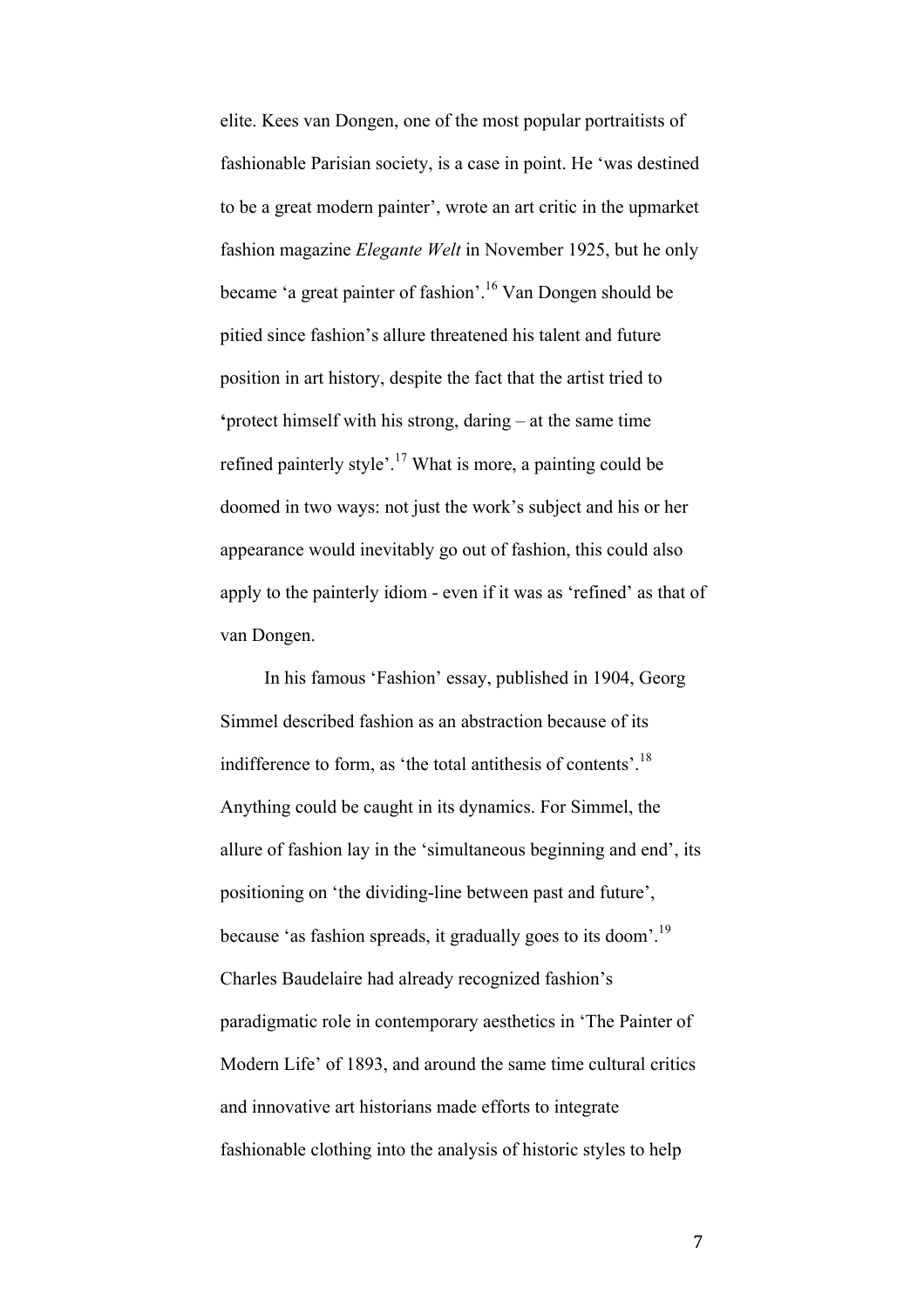elite. Kees van Dongen, one of the most popular portraitists of fashionable Parisian society, is a case in point. He 'was destined to be a great modern painter', wrote an art critic in the upmarket fashion magazine *Elegante Welt* in November 1925, but he only became 'a great painter of fashion'.[16] Van Dongen should be pitied since fashion's allure threatened his talent and future position in art history, despite the fact that the artist tried to 'protect himself with his strong, daring – at the same time refined painterly style'.[17] What is more, a painting could be doomed in two ways: not just the work's subject and his or her appearance would inevitably go out of fashion, this could also apply to the painterly idiom - even if it was as 'refined' as that of van Dongen.

In his famous 'Fashion' essay, published in 1904, Georg Simmel described fashion as an abstraction because of its indifference to form, as 'the total antithesis of contents'.[18] Anything could be caught in its dynamics. For Simmel, the allure of fashion lay in the 'simultaneous beginning and end', its positioning on 'the dividing-line between past and future', because 'as fashion spreads, it gradually goes to its doom'.[19] Charles Baudelaire had already recognized fashion's paradigmatic role in contemporary aesthetics in 'The Painter of Modern Life' of 1893, and around the same time cultural critics and innovative art historians made efforts to integrate fashionable clothing into the analysis of historic styles to help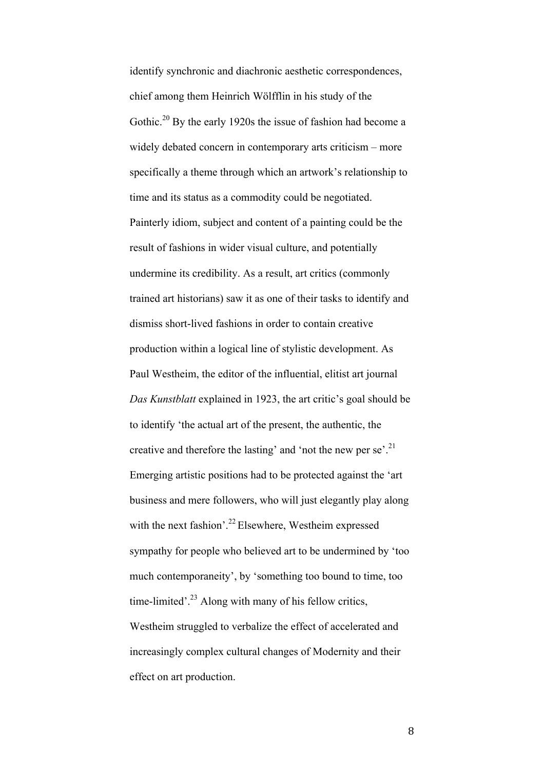identify synchronic and diachronic aesthetic correspondences, chief among them Heinrich Wölfflin in his study of the Gothic.[20] By the early 1920s the issue of fashion had become a widely debated concern in contemporary arts criticism – more specifically a theme through which an artwork's relationship to time and its status as a commodity could be negotiated. Painterly idiom, subject and content of a painting could be the result of fashions in wider visual culture, and potentially undermine its credibility. As a result, art critics (commonly trained art historians) saw it as one of their tasks to identify and dismiss short-lived fashions in order to contain creative production within a logical line of stylistic development. As Paul Westheim, the editor of the influential, elitist art journal *Das Kunstblatt* explained in 1923, the art critic's goal should be to identify 'the actual art of the present, the authentic, the creative and therefore the lasting' and 'not the new per se'.[21] Emerging artistic positions had to be protected against the 'art business and mere followers, who will just elegantly play along with the next fashion'.[22] Elsewhere, Westheim expressed sympathy for people who believed art to be undermined by 'too much contemporaneity', by 'something too bound to time, too time-limited'.[23] Along with many of his fellow critics, Westheim struggled to verbalize the effect of accelerated and increasingly complex cultural changes of Modernity and their effect on art production.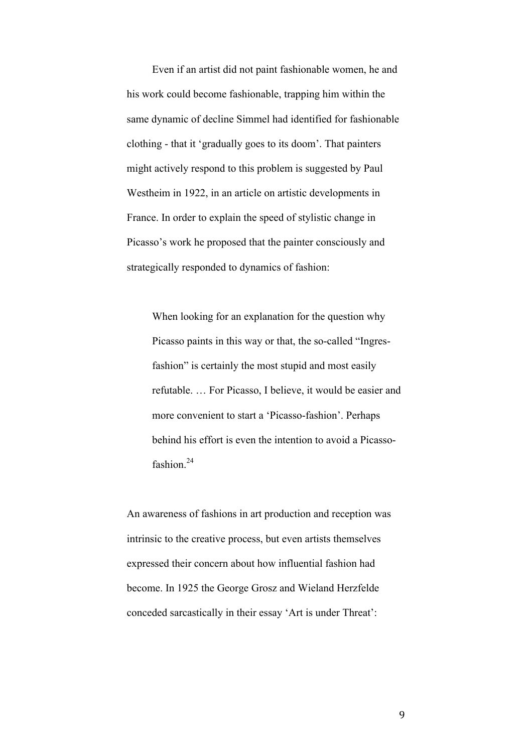Even if an artist did not paint fashionable women, he and his work could become fashionable, trapping him within the same dynamic of decline Simmel had identified for fashionable clothing - that it 'gradually goes to its doom'. That painters might actively respond to this problem is suggested by Paul Westheim in 1922, in an article on artistic developments in France. In order to explain the speed of stylistic change in Picasso's work he proposed that the painter consciously and strategically responded to dynamics of fashion:

> When looking for an explanation for the question why Picasso paints in this way or that, the so-called "Ingres-fashion" is certainly the most stupid and most easily refutable. … For Picasso, I believe, it would be easier and more convenient to start a 'Picasso-fashion'. Perhaps behind his effort is even the intention to avoid a Picasso-fashion.[24]

An awareness of fashions in art production and reception was intrinsic to the creative process, but even artists themselves expressed their concern about how influential fashion had become. In 1925 the George Grosz and Wieland Herzfelde conceded sarcastically in their essay 'Art is under Threat':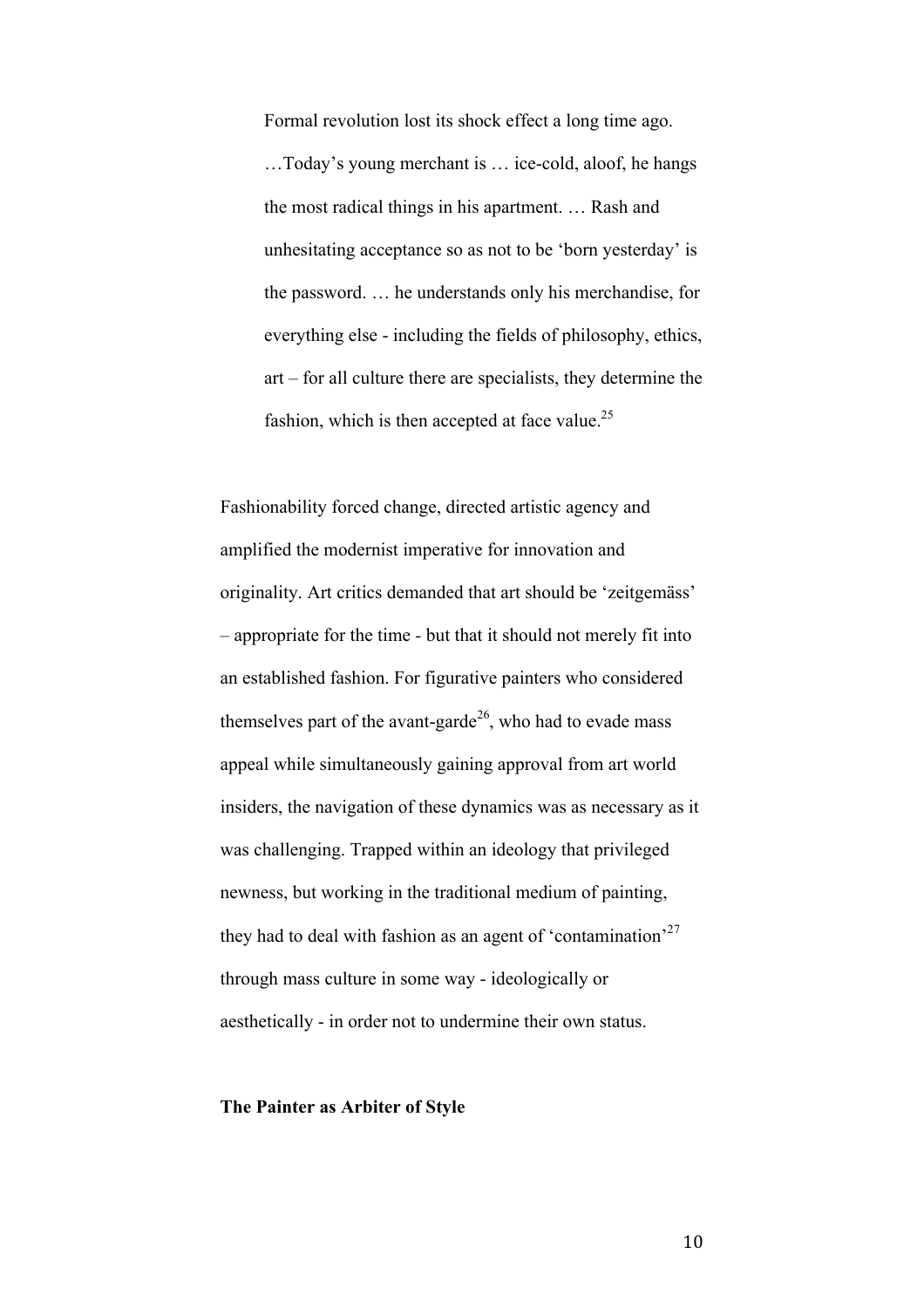> Formal revolution lost its shock effect a long time ago. …Today's young merchant is … ice-cold, aloof, he hangs the most radical things in his apartment. … Rash and unhesitating acceptance so as not to be 'born yesterday' is the password. … he understands only his merchandise, for everything else - including the fields of philosophy, ethics, art – for all culture there are specialists, they determine the fashion, which is then accepted at face value.[25]

Fashionability forced change, directed artistic agency and amplified the modernist imperative for innovation and originality. Art critics demanded that art should be 'zeitgemäss' – appropriate for the time - but that it should not merely fit into an established fashion. For figurative painters who considered themselves part of the avant-garde[26], who had to evade mass appeal while simultaneously gaining approval from art world insiders, the navigation of these dynamics was as necessary as it was challenging. Trapped within an ideology that privileged newness, but working in the traditional medium of painting, they had to deal with fashion as an agent of 'contamination'[27] through mass culture in some way - ideologically or aesthetically - in order not to undermine their own status.

**The Painter as Arbiter of Style**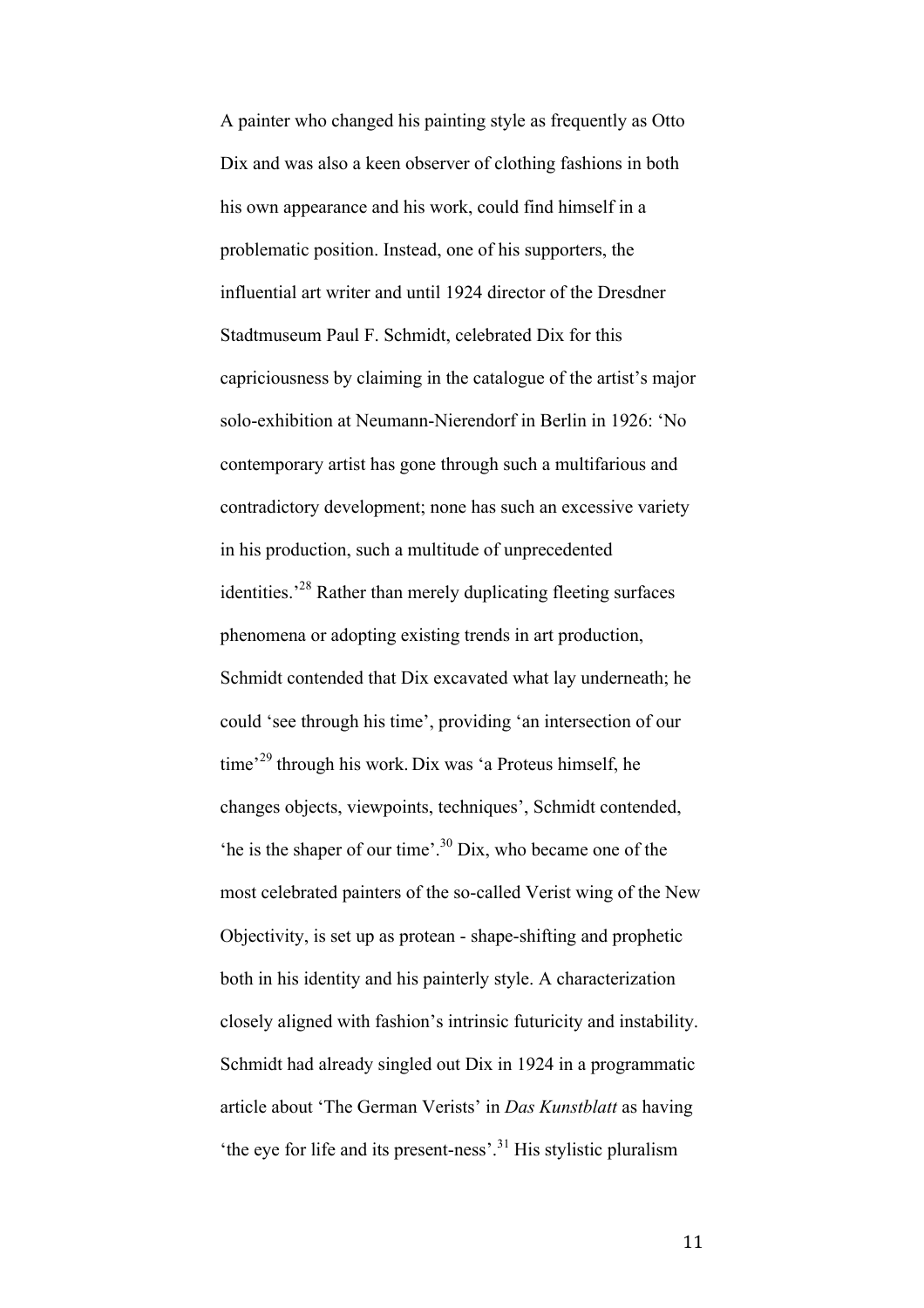A painter who changed his painting style as frequently as Otto Dix and was also a keen observer of clothing fashions in both his own appearance and his work, could find himself in a problematic position. Instead, one of his supporters, the influential art writer and until 1924 director of the Dresdner Stadtmuseum Paul F. Schmidt, celebrated Dix for this capriciousness by claiming in the catalogue of the artist's major solo-exhibition at Neumann-Nierendorf in Berlin in 1926: 'No contemporary artist has gone through such a multifarious and contradictory development; none has such an excessive variety in his production, such a multitude of unprecedented identities.'[28] Rather than merely duplicating fleeting surfaces phenomena or adopting existing trends in art production, Schmidt contended that Dix excavated what lay underneath; he could 'see through his time', providing 'an intersection of our time'[29] through his work. Dix was 'a Proteus himself, he changes objects, viewpoints, techniques', Schmidt contended, 'he is the shaper of our time'.[30] Dix, who became one of the most celebrated painters of the so-called Verist wing of the New Objectivity, is set up as protean - shape-shifting and prophetic both in his identity and his painterly style. A characterization closely aligned with fashion's intrinsic futuricity and instability. Schmidt had already singled out Dix in 1924 in a programmatic article about 'The German Verists' in *Das Kunstblatt* as having 'the eye for life and its present-ness'.[31] His stylistic pluralism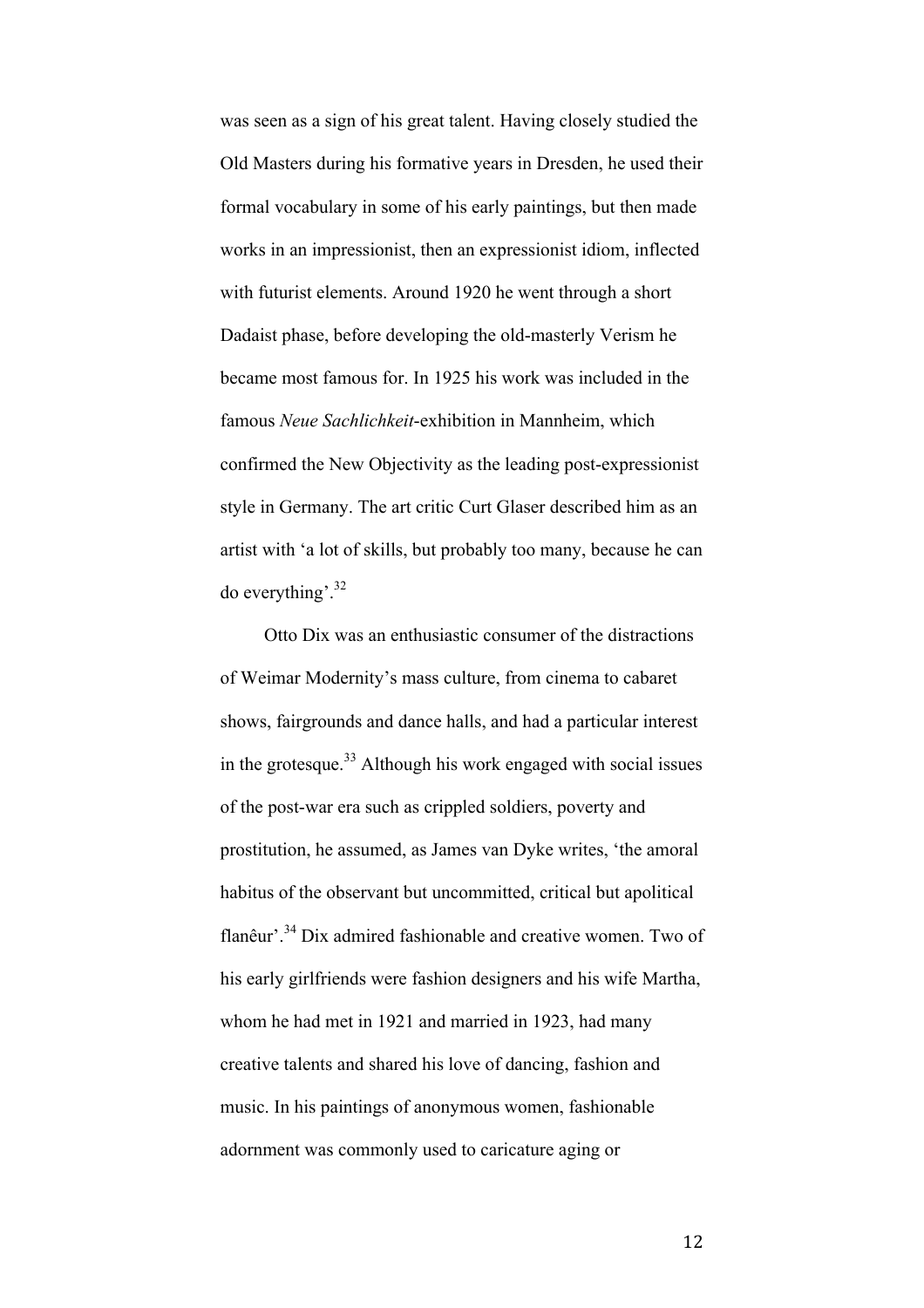was seen as a sign of his great talent. Having closely studied the Old Masters during his formative years in Dresden, he used their formal vocabulary in some of his early paintings, but then made works in an impressionist, then an expressionist idiom, inflected with futurist elements. Around 1920 he went through a short Dadaist phase, before developing the old-masterly Verism he became most famous for. In 1925 his work was included in the famous *Neue Sachlichkeit*-exhibition in Mannheim, which confirmed the New Objectivity as the leading post-expressionist style in Germany. The art critic Curt Glaser described him as an artist with 'a lot of skills, but probably too many, because he can do everything'.[32]

Otto Dix was an enthusiastic consumer of the distractions of Weimar Modernity's mass culture, from cinema to cabaret shows, fairgrounds and dance halls, and had a particular interest in the grotesque.[33] Although his work engaged with social issues of the post-war era such as crippled soldiers, poverty and prostitution, he assumed, as James van Dyke writes, 'the amoral habitus of the observant but uncommitted, critical but apolitical flanêur'.[34] Dix admired fashionable and creative women. Two of his early girlfriends were fashion designers and his wife Martha, whom he had met in 1921 and married in 1923, had many creative talents and shared his love of dancing, fashion and music. In his paintings of anonymous women, fashionable adornment was commonly used to caricature aging or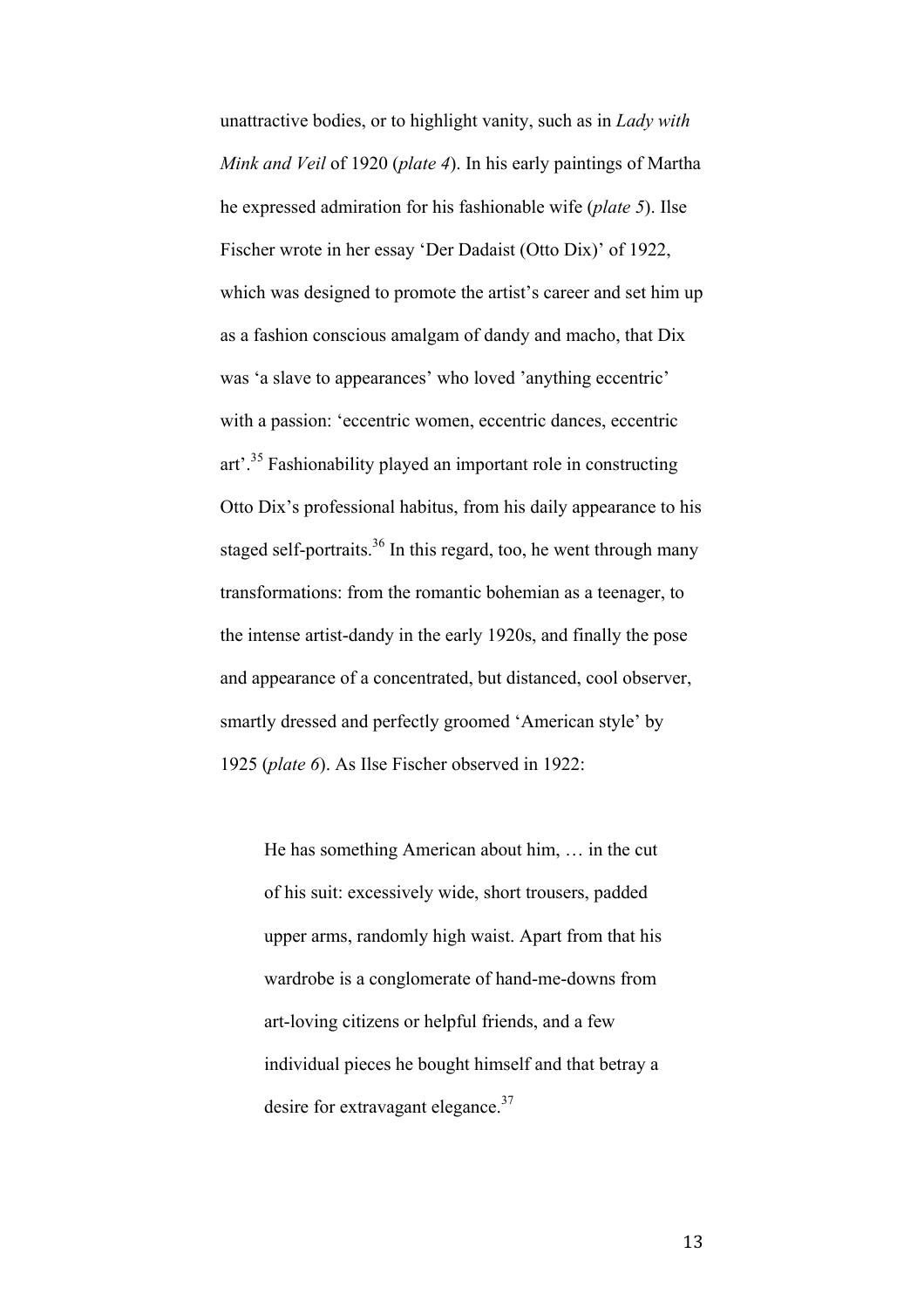unattractive bodies, or to highlight vanity, such as in *Lady with Mink and Veil* of 1920 (*plate 4*). In his early paintings of Martha he expressed admiration for his fashionable wife (*plate 5*). Ilse Fischer wrote in her essay 'Der Dadaist (Otto Dix)' of 1922, which was designed to promote the artist's career and set him up as a fashion conscious amalgam of dandy and macho, that Dix was 'a slave to appearances' who loved 'anything eccentric' with a passion: 'eccentric women, eccentric dances, eccentric art'.[35] Fashionability played an important role in constructing Otto Dix's professional habitus, from his daily appearance to his staged self-portraits.[36] In this regard, too, he went through many transformations: from the romantic bohemian as a teenager, to the intense artist-dandy in the early 1920s, and finally the pose and appearance of a concentrated, but distanced, cool observer, smartly dressed and perfectly groomed 'American style' by 1925 (*plate 6*). As Ilse Fischer observed in 1922:

> He has something American about him, … in the cut of his suit: excessively wide, short trousers, padded upper arms, randomly high waist. Apart from that his wardrobe is a conglomerate of hand-me-downs from art-loving citizens or helpful friends, and a few individual pieces he bought himself and that betray a desire for extravagant elegance.[37]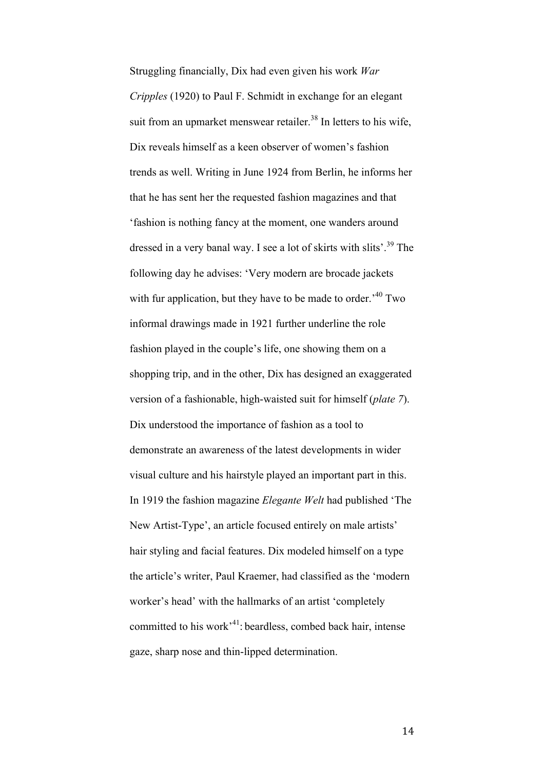Struggling financially, Dix had even given his work *War Cripples* (1920) to Paul F. Schmidt in exchange for an elegant suit from an upmarket menswear retailer.[38] In letters to his wife, Dix reveals himself as a keen observer of women's fashion trends as well. Writing in June 1924 from Berlin, he informs her that he has sent her the requested fashion magazines and that 'fashion is nothing fancy at the moment, one wanders around dressed in a very banal way. I see a lot of skirts with slits'.[39] The following day he advises: 'Very modern are brocade jackets with fur application, but they have to be made to order.'[40] Two informal drawings made in 1921 further underline the role fashion played in the couple's life, one showing them on a shopping trip, and in the other, Dix has designed an exaggerated version of a fashionable, high-waisted suit for himself (*plate 7*). Dix understood the importance of fashion as a tool to demonstrate an awareness of the latest developments in wider visual culture and his hairstyle played an important part in this. In 1919 the fashion magazine *Elegante Welt* had published 'The New Artist-Type', an article focused entirely on male artists' hair styling and facial features. Dix modeled himself on a type the article's writer, Paul Kraemer, had classified as the 'modern worker's head' with the hallmarks of an artist 'completely committed to his work'[41]: beardless, combed back hair, intense gaze, sharp nose and thin-lipped determination.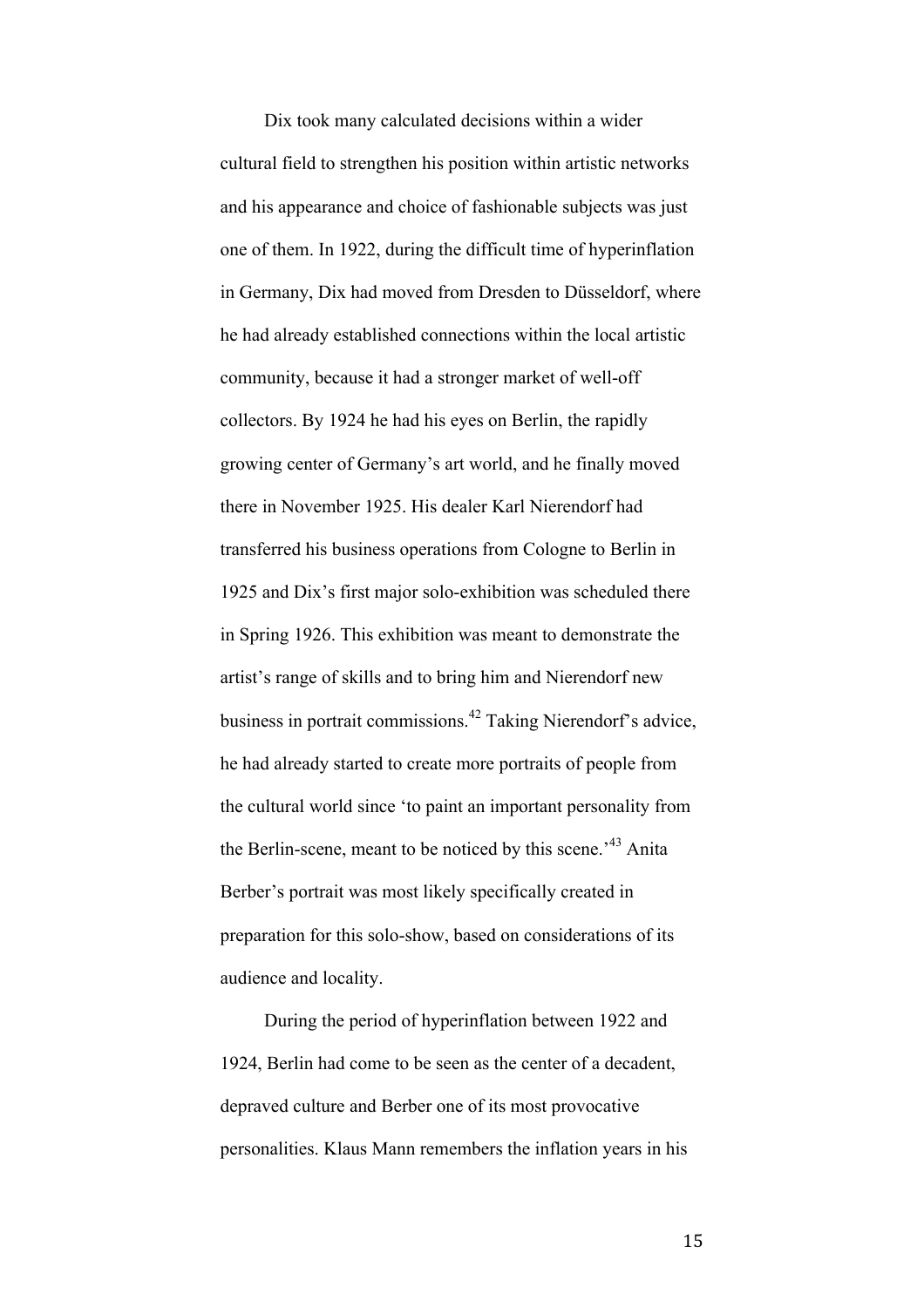Dix took many calculated decisions within a wider cultural field to strengthen his position within artistic networks and his appearance and choice of fashionable subjects was just one of them. In 1922, during the difficult time of hyperinflation in Germany, Dix had moved from Dresden to Düsseldorf, where he had already established connections within the local artistic community, because it had a stronger market of well-off collectors. By 1924 he had his eyes on Berlin, the rapidly growing center of Germany's art world, and he finally moved there in November 1925. His dealer Karl Nierendorf had transferred his business operations from Cologne to Berlin in 1925 and Dix's first major solo-exhibition was scheduled there in Spring 1926. This exhibition was meant to demonstrate the artist's range of skills and to bring him and Nierendorf new business in portrait commissions.[42] Taking Nierendorf's advice, he had already started to create more portraits of people from the cultural world since 'to paint an important personality from the Berlin-scene, meant to be noticed by this scene.'[43] Anita Berber's portrait was most likely specifically created in preparation for this solo-show, based on considerations of its audience and locality.

During the period of hyperinflation between 1922 and 1924, Berlin had come to be seen as the center of a decadent, depraved culture and Berber one of its most provocative personalities. Klaus Mann remembers the inflation years in his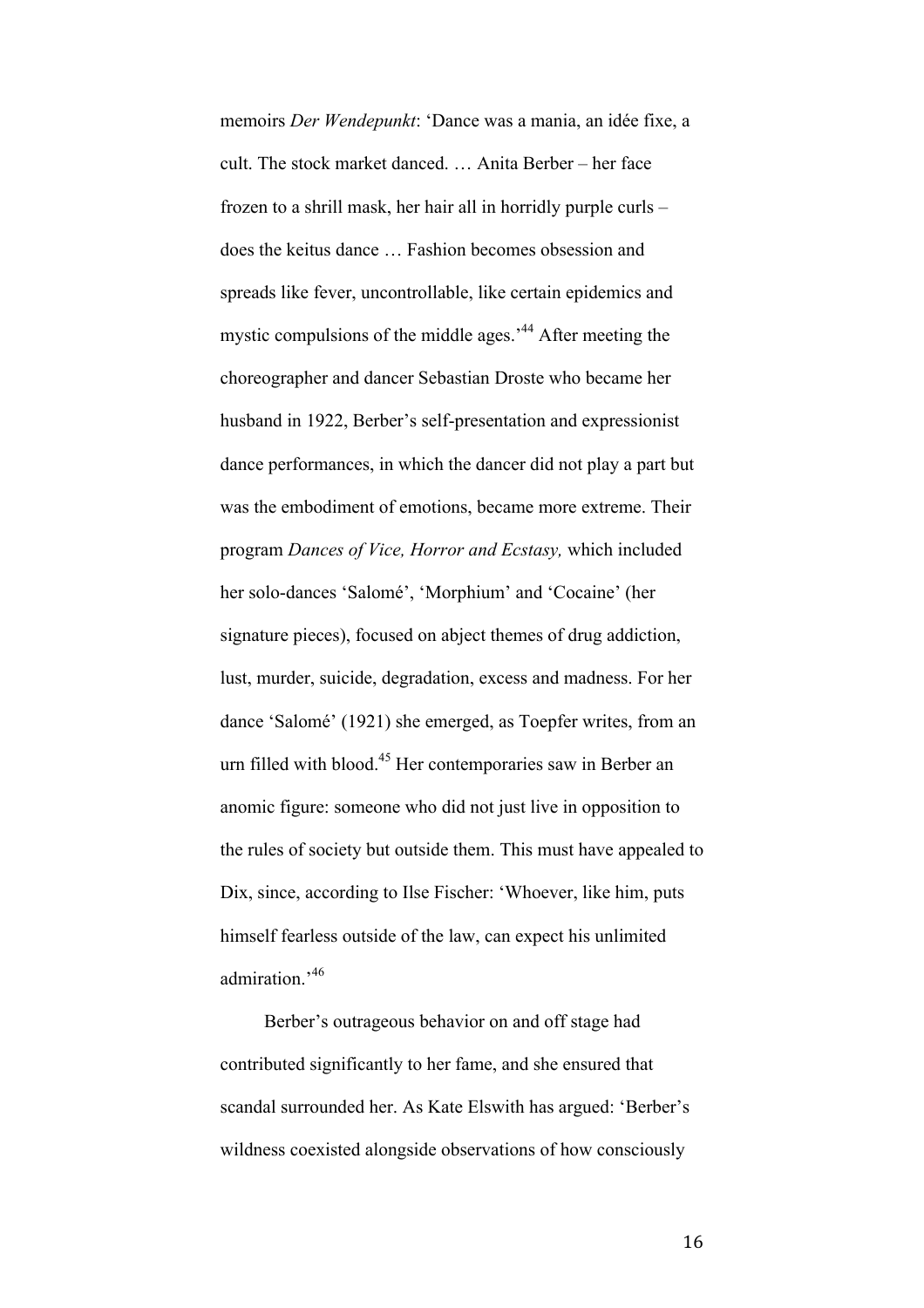memoirs *Der Wendepunkt*: 'Dance was a mania, an idée fixe, a cult. The stock market danced. … Anita Berber – her face frozen to a shrill mask, her hair all in horridly purple curls – does the keitus dance … Fashion becomes obsession and spreads like fever, uncontrollable, like certain epidemics and mystic compulsions of the middle ages.'[44] After meeting the choreographer and dancer Sebastian Droste who became her husband in 1922, Berber's self-presentation and expressionist dance performances, in which the dancer did not play a part but was the embodiment of emotions, became more extreme. Their program *Dances of Vice, Horror and Ecstasy,* which included her solo-dances 'Salomé', 'Morphium' and 'Cocaine' (her signature pieces), focused on abject themes of drug addiction, lust, murder, suicide, degradation, excess and madness. For her dance 'Salomé' (1921) she emerged, as Toepfer writes, from an urn filled with blood.[45] Her contemporaries saw in Berber an anomic figure: someone who did not just live in opposition to the rules of society but outside them. This must have appealed to Dix, since, according to Ilse Fischer: 'Whoever, like him, puts himself fearless outside of the law, can expect his unlimited admiration.'[46]

Berber's outrageous behavior on and off stage had contributed significantly to her fame, and she ensured that scandal surrounded her. As Kate Elswith has argued: 'Berber's wildness coexisted alongside observations of how consciously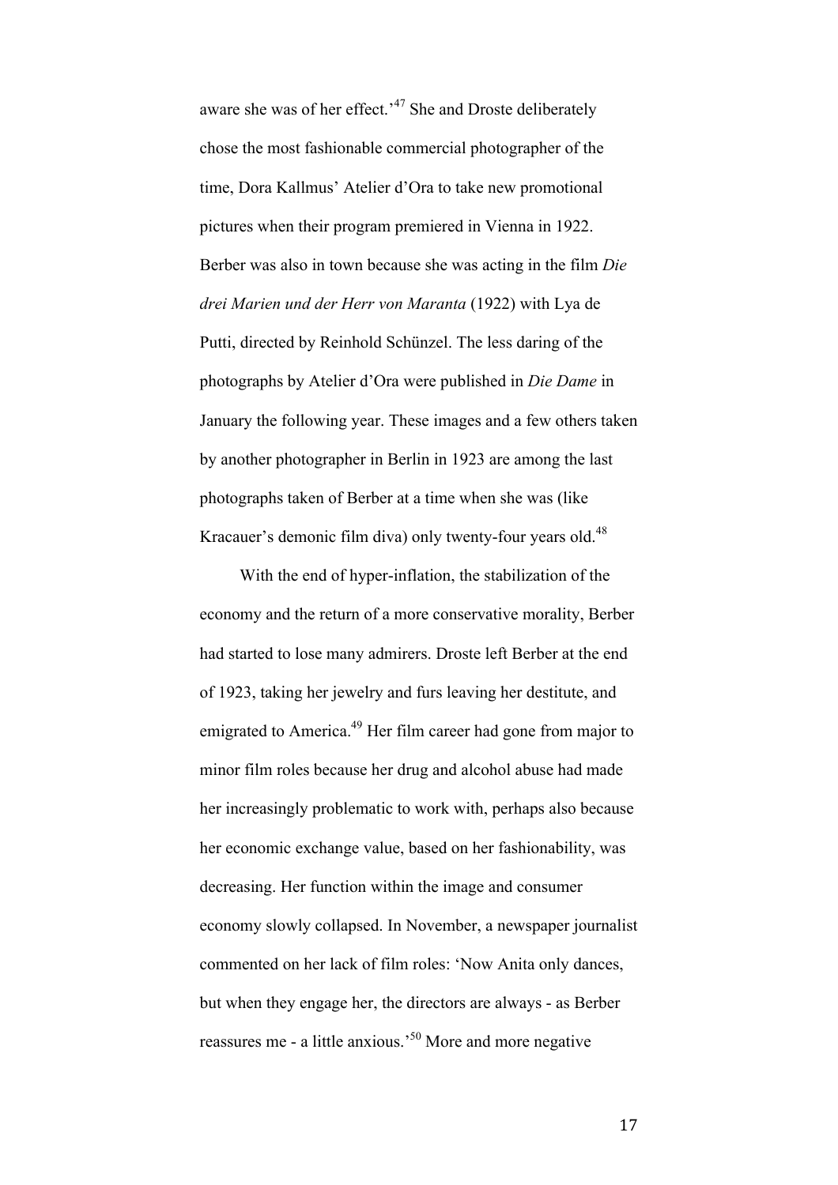aware she was of her effect.'[47] She and Droste deliberately chose the most fashionable commercial photographer of the time, Dora Kallmus' Atelier d'Ora to take new promotional pictures when their program premiered in Vienna in 1922. Berber was also in town because she was acting in the film *Die drei Marien und der Herr von Maranta* (1922) with Lya de Putti, directed by Reinhold Schünzel. The less daring of the photographs by Atelier d'Ora were published in *Die Dame* in January the following year. These images and a few others taken by another photographer in Berlin in 1923 are among the last photographs taken of Berber at a time when she was (like Kracauer's demonic film diva) only twenty-four years old.[48]

With the end of hyper-inflation, the stabilization of the economy and the return of a more conservative morality, Berber had started to lose many admirers. Droste left Berber at the end of 1923, taking her jewelry and furs leaving her destitute, and emigrated to America.[49] Her film career had gone from major to minor film roles because her drug and alcohol abuse had made her increasingly problematic to work with, perhaps also because her economic exchange value, based on her fashionability, was decreasing. Her function within the image and consumer economy slowly collapsed. In November, a newspaper journalist commented on her lack of film roles: 'Now Anita only dances, but when they engage her, the directors are always - as Berber reassures me - a little anxious.'[50] More and more negative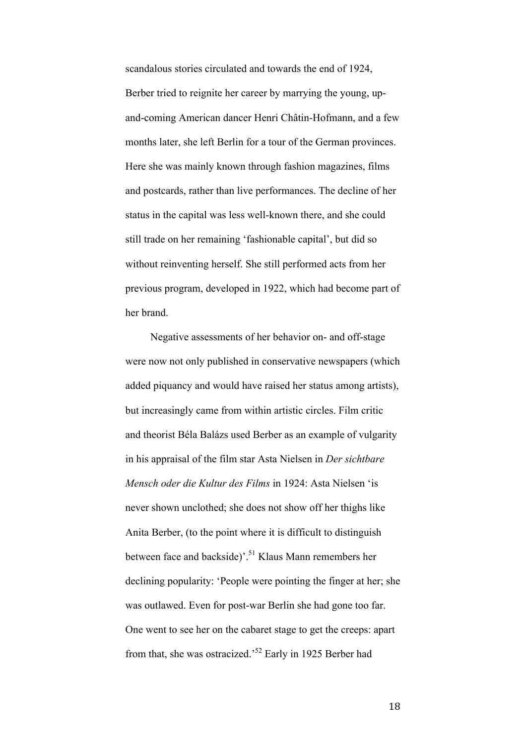scandalous stories circulated and towards the end of 1924, Berber tried to reignite her career by marrying the young, up-and-coming American dancer Henri Châtin-Hofmann, and a few months later, she left Berlin for a tour of the German provinces. Here she was mainly known through fashion magazines, films and postcards, rather than live performances. The decline of her status in the capital was less well-known there, and she could still trade on her remaining 'fashionable capital', but did so without reinventing herself. She still performed acts from her previous program, developed in 1922, which had become part of her brand.

Negative assessments of her behavior on- and off-stage were now not only published in conservative newspapers (which added piquancy and would have raised her status among artists), but increasingly came from within artistic circles. Film critic and theorist Béla Balázs used Berber as an example of vulgarity in his appraisal of the film star Asta Nielsen in *Der sichtbare Mensch oder die Kultur des Films* in 1924: Asta Nielsen 'is never shown unclothed; she does not show off her thighs like Anita Berber, (to the point where it is difficult to distinguish between face and backside)'.[51] Klaus Mann remembers her declining popularity: 'People were pointing the finger at her; she was outlawed. Even for post-war Berlin she had gone too far. One went to see her on the cabaret stage to get the creeps: apart from that, she was ostracized.'[52] Early in 1925 Berber had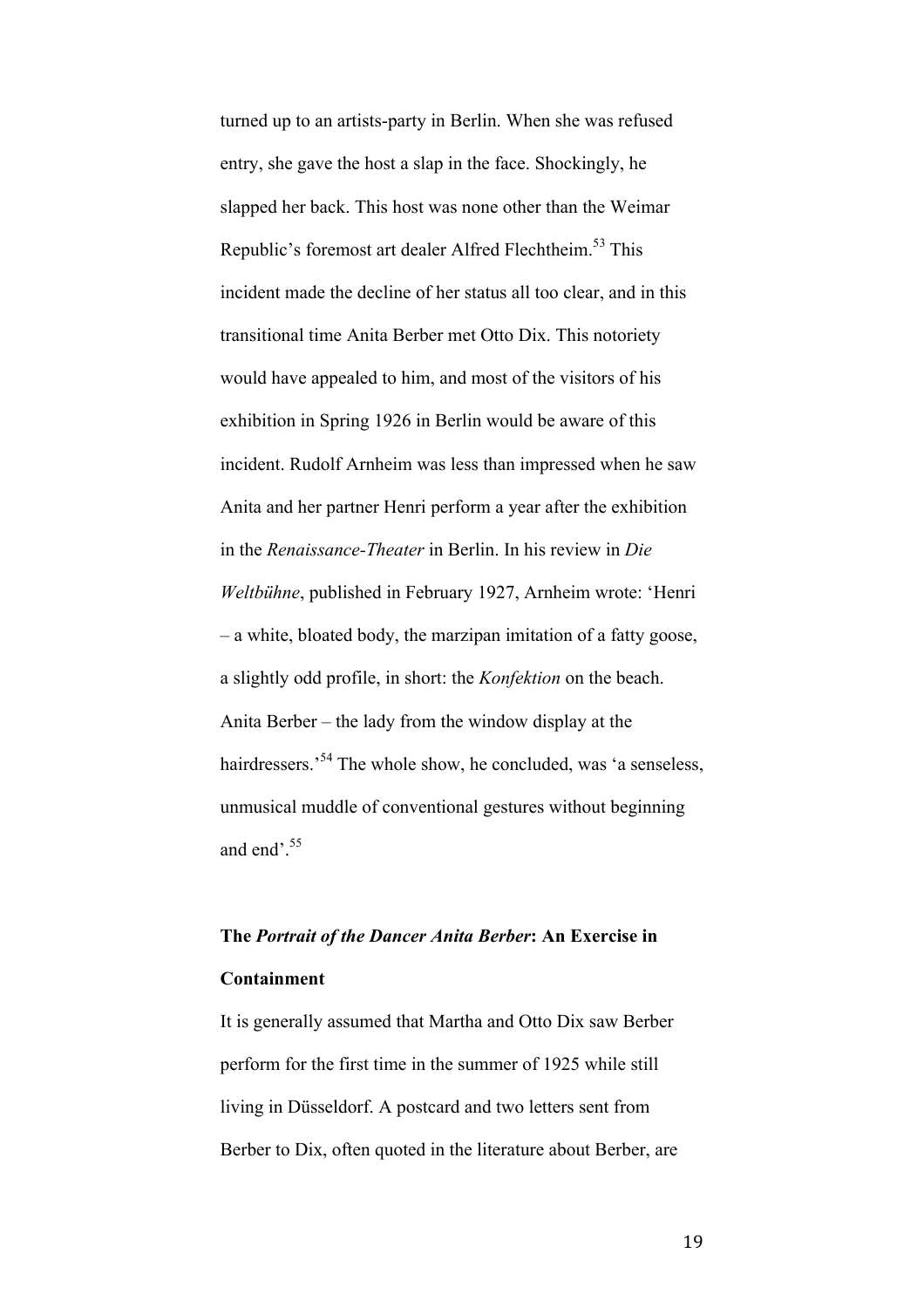turned up to an artists-party in Berlin. When she was refused entry, she gave the host a slap in the face. Shockingly, he slapped her back. This host was none other than the Weimar Republic's foremost art dealer Alfred Flechtheim.[53] This incident made the decline of her status all too clear, and in this transitional time Anita Berber met Otto Dix. This notoriety would have appealed to him, and most of the visitors of his exhibition in Spring 1926 in Berlin would be aware of this incident. Rudolf Arnheim was less than impressed when he saw Anita and her partner Henri perform a year after the exhibition in the *Renaissance-Theater* in Berlin. In his review in *Die Weltbühne*, published in February 1927, Arnheim wrote: 'Henri – a white, bloated body, the marzipan imitation of a fatty goose, a slightly odd profile, in short: the *Konfektion* on the beach. Anita Berber – the lady from the window display at the hairdressers.'[54] The whole show, he concluded, was 'a senseless, unmusical muddle of conventional gestures without beginning and end'.[55]

## The *Portrait of the Dancer Anita Berber*: An Exercise in Containment

It is generally assumed that Martha and Otto Dix saw Berber perform for the first time in the summer of 1925 while still living in Düsseldorf. A postcard and two letters sent from Berber to Dix, often quoted in the literature about Berber, are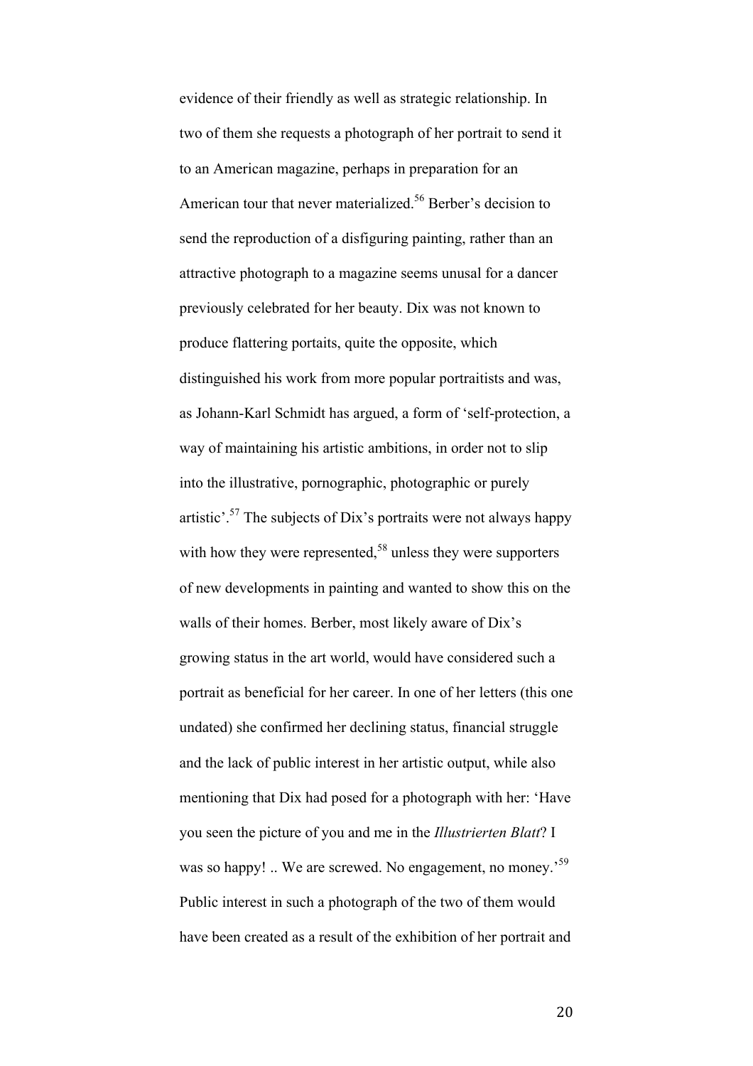evidence of their friendly as well as strategic relationship. In two of them she requests a photograph of her portrait to send it to an American magazine, perhaps in preparation for an American tour that never materialized.[56] Berber's decision to send the reproduction of a disfiguring painting, rather than an attractive photograph to a magazine seems unusal for a dancer previously celebrated for her beauty. Dix was not known to produce flattering portaits, quite the opposite, which distinguished his work from more popular portraitists and was, as Johann-Karl Schmidt has argued, a form of 'self-protection, a way of maintaining his artistic ambitions, in order not to slip into the illustrative, pornographic, photographic or purely artistic'.[57] The subjects of Dix's portraits were not always happy with how they were represented,[58] unless they were supporters of new developments in painting and wanted to show this on the walls of their homes. Berber, most likely aware of Dix's growing status in the art world, would have considered such a portrait as beneficial for her career. In one of her letters (this one undated) she confirmed her declining status, financial struggle and the lack of public interest in her artistic output, while also mentioning that Dix had posed for a photograph with her: 'Have you seen the picture of you and me in the *Illustrierten Blatt*? I was so happy! .. We are screwed. No engagement, no money.'[59] Public interest in such a photograph of the two of them would have been created as a result of the exhibition of her portrait and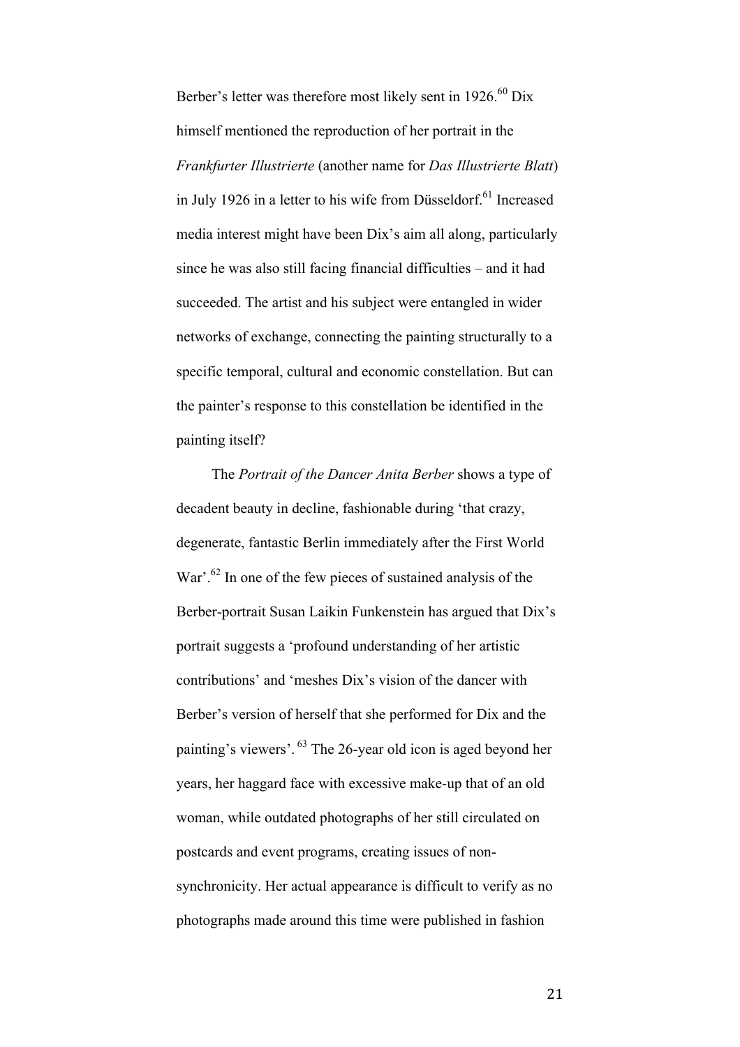Berber's letter was therefore most likely sent in 1926.[60] Dix himself mentioned the reproduction of her portrait in the *Frankfurter Illustrierte* (another name for *Das Illustrierte Blatt*) in July 1926 in a letter to his wife from Düsseldorf.[61] Increased media interest might have been Dix's aim all along, particularly since he was also still facing financial difficulties – and it had succeeded. The artist and his subject were entangled in wider networks of exchange, connecting the painting structurally to a specific temporal, cultural and economic constellation. But can the painter's response to this constellation be identified in the painting itself?

The *Portrait of the Dancer Anita Berber* shows a type of decadent beauty in decline, fashionable during 'that crazy, degenerate, fantastic Berlin immediately after the First World War'.[62] In one of the few pieces of sustained analysis of the Berber-portrait Susan Laikin Funkenstein has argued that Dix's portrait suggests a 'profound understanding of her artistic contributions' and 'meshes Dix's vision of the dancer with Berber's version of herself that she performed for Dix and the painting's viewers'.[63] The 26-year old icon is aged beyond her years, her haggard face with excessive make-up that of an old woman, while outdated photographs of her still circulated on postcards and event programs, creating issues of non-synchronicity. Her actual appearance is difficult to verify as no photographs made around this time were published in fashion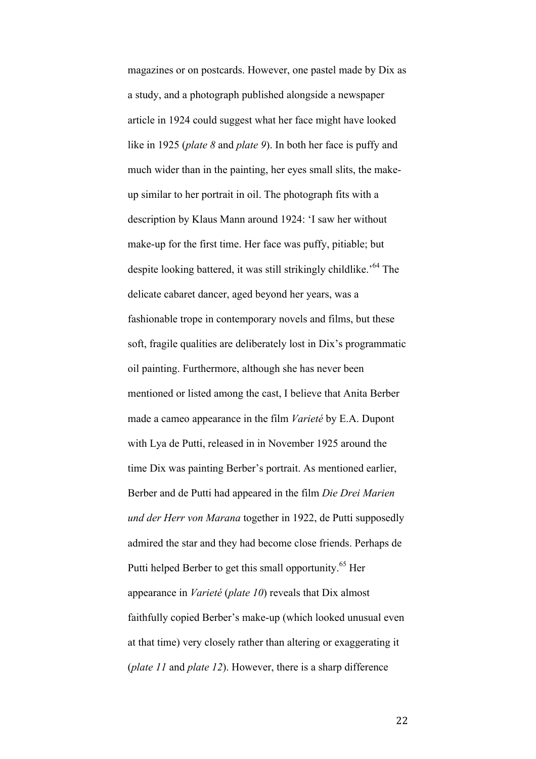magazines or on postcards. However, one pastel made by Dix as a study, and a photograph published alongside a newspaper article in 1924 could suggest what her face might have looked like in 1925 (*plate 8* and *plate 9*). In both her face is puffy and much wider than in the painting, her eyes small slits, the make-up similar to her portrait in oil. The photograph fits with a description by Klaus Mann around 1924: 'I saw her without make-up for the first time. Her face was puffy, pitiable; but despite looking battered, it was still strikingly childlike.'[64] The delicate cabaret dancer, aged beyond her years, was a fashionable trope in contemporary novels and films, but these soft, fragile qualities are deliberately lost in Dix's programmatic oil painting. Furthermore, although she has never been mentioned or listed among the cast, I believe that Anita Berber made a cameo appearance in the film *Varieté* by E.A. Dupont with Lya de Putti, released in in November 1925 around the time Dix was painting Berber's portrait. As mentioned earlier, Berber and de Putti had appeared in the film *Die Drei Marien und der Herr von Marana* together in 1922, de Putti supposedly admired the star and they had become close friends. Perhaps de Putti helped Berber to get this small opportunity.[65] Her appearance in *Varieté* (*plate 10*) reveals that Dix almost faithfully copied Berber's make-up (which looked unusual even at that time) very closely rather than altering or exaggerating it (*plate 11* and *plate 12*). However, there is a sharp difference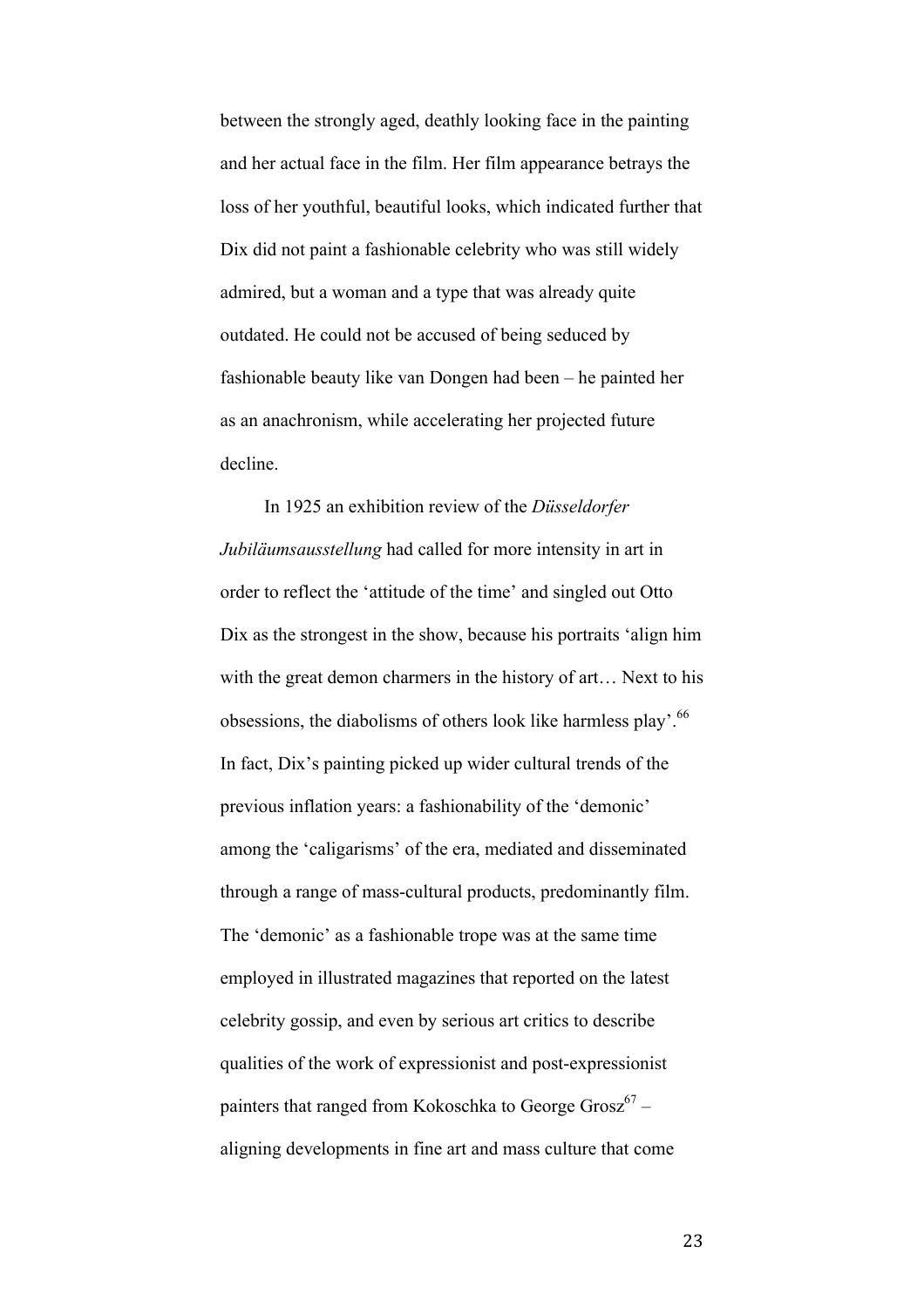between the strongly aged, deathly looking face in the painting and her actual face in the film. Her film appearance betrays the loss of her youthful, beautiful looks, which indicated further that Dix did not paint a fashionable celebrity who was still widely admired, but a woman and a type that was already quite outdated. He could not be accused of being seduced by fashionable beauty like van Dongen had been – he painted her as an anachronism, while accelerating her projected future decline.

In 1925 an exhibition review of the *Düsseldorfer Jubiläumsausstellung* had called for more intensity in art in order to reflect the 'attitude of the time' and singled out Otto Dix as the strongest in the show, because his portraits 'align him with the great demon charmers in the history of art… Next to his obsessions, the diabolisms of others look like harmless play'.[66] In fact, Dix's painting picked up wider cultural trends of the previous inflation years: a fashionability of the 'demonic' among the 'caligarisms' of the era, mediated and disseminated through a range of mass-cultural products, predominantly film. The 'demonic' as a fashionable trope was at the same time employed in illustrated magazines that reported on the latest celebrity gossip, and even by serious art critics to describe qualities of the work of expressionist and post-expressionist painters that ranged from Kokoschka to George Grosz[67] – aligning developments in fine art and mass culture that come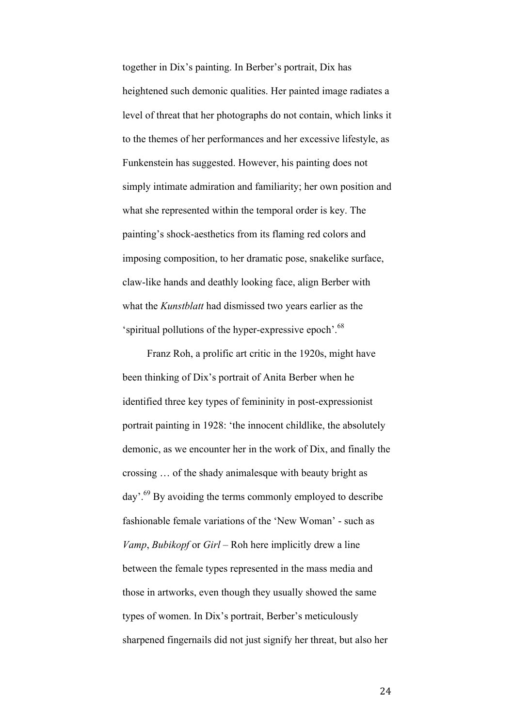together in Dix's painting. In Berber's portrait, Dix has heightened such demonic qualities. Her painted image radiates a level of threat that her photographs do not contain, which links it to the themes of her performances and her excessive lifestyle, as Funkenstein has suggested. However, his painting does not simply intimate admiration and familiarity; her own position and what she represented within the temporal order is key. The painting's shock-aesthetics from its flaming red colors and imposing composition, to her dramatic pose, snakelike surface, claw-like hands and deathly looking face, align Berber with what the *Kunstblatt* had dismissed two years earlier as the 'spiritual pollutions of the hyper-expressive epoch'.[68]

Franz Roh, a prolific art critic in the 1920s, might have been thinking of Dix's portrait of Anita Berber when he identified three key types of femininity in post-expressionist portrait painting in 1928: 'the innocent childlike, the absolutely demonic, as we encounter her in the work of Dix, and finally the crossing … of the shady animalesque with beauty bright as day'.[69] By avoiding the terms commonly employed to describe fashionable female variations of the 'New Woman' - such as *Vamp*, *Bubikopf* or *Girl* – Roh here implicitly drew a line between the female types represented in the mass media and those in artworks, even though they usually showed the same types of women. In Dix's portrait, Berber's meticulously sharpened fingernails did not just signify her threat, but also her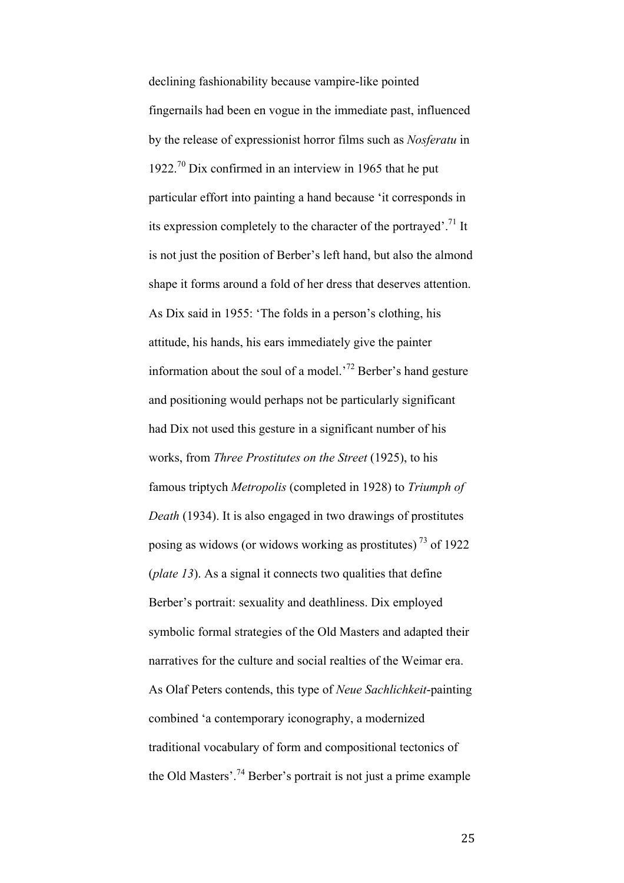declining fashionability because vampire-like pointed fingernails had been en vogue in the immediate past, influenced by the release of expressionist horror films such as *Nosferatu* in 1922.[70] Dix confirmed in an interview in 1965 that he put particular effort into painting a hand because 'it corresponds in its expression completely to the character of the portrayed'.[71] It is not just the position of Berber's left hand, but also the almond shape it forms around a fold of her dress that deserves attention. As Dix said in 1955: 'The folds in a person's clothing, his attitude, his hands, his ears immediately give the painter information about the soul of a model.'[72] Berber's hand gesture and positioning would perhaps not be particularly significant had Dix not used this gesture in a significant number of his works, from *Three Prostitutes on the Street* (1925), to his famous triptych *Metropolis* (completed in 1928) to *Triumph of Death* (1934). It is also engaged in two drawings of prostitutes posing as widows (or widows working as prostitutes) [73] of 1922 (*plate 13*). As a signal it connects two qualities that define Berber's portrait: sexuality and deathliness. Dix employed symbolic formal strategies of the Old Masters and adapted their narratives for the culture and social realties of the Weimar era. As Olaf Peters contends, this type of *Neue Sachlichkeit*-painting combined 'a contemporary iconography, a modernized traditional vocabulary of form and compositional tectonics of the Old Masters'.[74] Berber's portrait is not just a prime example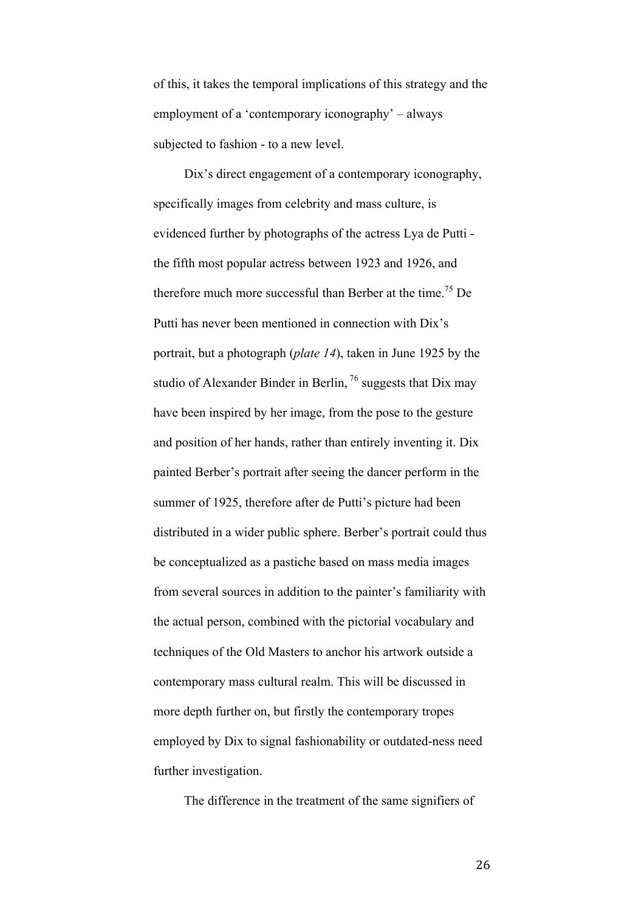of this, it takes the temporal implications of this strategy and the employment of a 'contemporary iconography' – always subjected to fashion - to a new level.

Dix's direct engagement of a contemporary iconography, specifically images from celebrity and mass culture, is evidenced further by photographs of the actress Lya de Putti - the fifth most popular actress between 1923 and 1926, and therefore much more successful than Berber at the time.[75] De Putti has never been mentioned in connection with Dix's portrait, but a photograph (*plate 14*), taken in June 1925 by the studio of Alexander Binder in Berlin,[76] suggests that Dix may have been inspired by her image, from the pose to the gesture and position of her hands, rather than entirely inventing it. Dix painted Berber's portrait after seeing the dancer perform in the summer of 1925, therefore after de Putti's picture had been distributed in a wider public sphere. Berber's portrait could thus be conceptualized as a pastiche based on mass media images from several sources in addition to the painter's familiarity with the actual person, combined with the pictorial vocabulary and techniques of the Old Masters to anchor his artwork outside a contemporary mass cultural realm. This will be discussed in more depth further on, but firstly the contemporary tropes employed by Dix to signal fashionability or outdated-ness need further investigation.

The difference in the treatment of the same signifiers of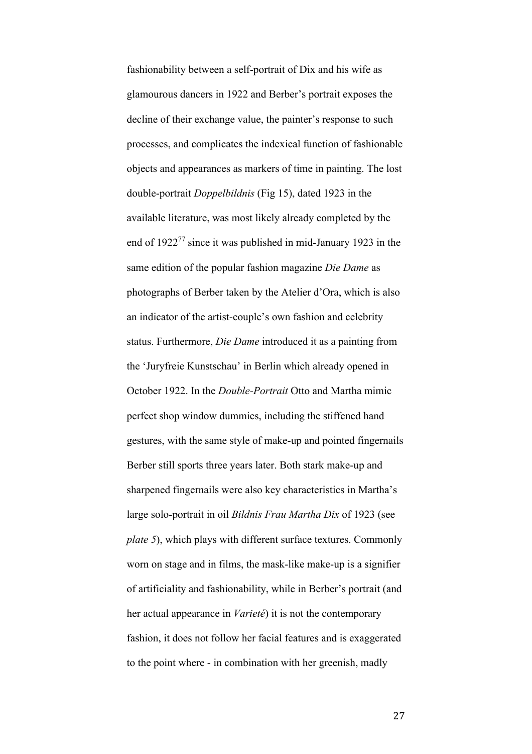fashionability between a self-portrait of Dix and his wife as glamourous dancers in 1922 and Berber's portrait exposes the decline of their exchange value, the painter's response to such processes, and complicates the indexical function of fashionable objects and appearances as markers of time in painting. The lost double-portrait *Doppelbildnis* (Fig 15), dated 1923 in the available literature, was most likely already completed by the end of 1922[77] since it was published in mid-January 1923 in the same edition of the popular fashion magazine *Die Dame* as photographs of Berber taken by the Atelier d'Ora, which is also an indicator of the artist-couple's own fashion and celebrity status. Furthermore, *Die Dame* introduced it as a painting from the 'Juryfreie Kunstschau' in Berlin which already opened in October 1922. In the *Double-Portrait* Otto and Martha mimic perfect shop window dummies, including the stiffened hand gestures, with the same style of make-up and pointed fingernails Berber still sports three years later. Both stark make-up and sharpened fingernails were also key characteristics in Martha's large solo-portrait in oil *Bildnis Frau Martha Dix* of 1923 (see *plate 5*), which plays with different surface textures. Commonly worn on stage and in films, the mask-like make-up is a signifier of artificiality and fashionability, while in Berber's portrait (and her actual appearance in *Varieté*) it is not the contemporary fashion, it does not follow her facial features and is exaggerated to the point where - in combination with her greenish, madly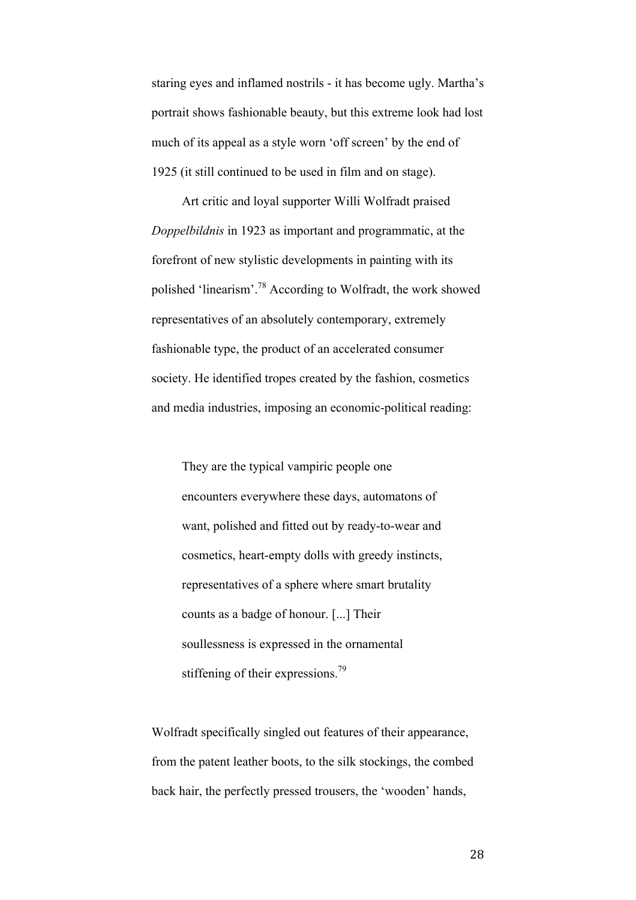staring eyes and inflamed nostrils - it has become ugly. Martha's portrait shows fashionable beauty, but this extreme look had lost much of its appeal as a style worn 'off screen' by the end of 1925 (it still continued to be used in film and on stage).

Art critic and loyal supporter Willi Wolfradt praised *Doppelbildnis* in 1923 as important and programmatic, at the forefront of new stylistic developments in painting with its polished 'linearism'.[78] According to Wolfradt, the work showed representatives of an absolutely contemporary, extremely fashionable type, the product of an accelerated consumer society. He identified tropes created by the fashion, cosmetics and media industries, imposing an economic-political reading:

> They are the typical vampiric people one encounters everywhere these days, automatons of want, polished and fitted out by ready-to-wear and cosmetics, heart-empty dolls with greedy instincts, representatives of a sphere where smart brutality counts as a badge of honour. [...] Their soullessness is expressed in the ornamental stiffening of their expressions.[79]

Wolfradt specifically singled out features of their appearance, from the patent leather boots, to the silk stockings, the combed back hair, the perfectly pressed trousers, the 'wooden' hands,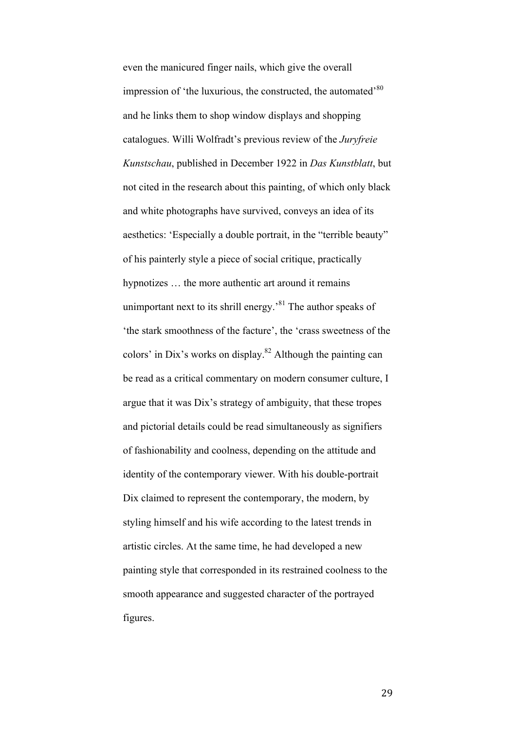even the manicured finger nails, which give the overall impression of 'the luxurious, the constructed, the automated'[80] and he links them to shop window displays and shopping catalogues. Willi Wolfradt's previous review of the *Juryfreie Kunstschau*, published in December 1922 in *Das Kunstblatt*, but not cited in the research about this painting, of which only black and white photographs have survived, conveys an idea of its aesthetics: 'Especially a double portrait, in the "terrible beauty" of his painterly style a piece of social critique, practically hypnotizes … the more authentic art around it remains unimportant next to its shrill energy.'[81] The author speaks of 'the stark smoothness of the facture', the 'crass sweetness of the colors' in Dix's works on display.[82] Although the painting can be read as a critical commentary on modern consumer culture, I argue that it was Dix's strategy of ambiguity, that these tropes and pictorial details could be read simultaneously as signifiers of fashionability and coolness, depending on the attitude and identity of the contemporary viewer. With his double-portrait Dix claimed to represent the contemporary, the modern, by styling himself and his wife according to the latest trends in artistic circles. At the same time, he had developed a new painting style that corresponded in its restrained coolness to the smooth appearance and suggested character of the portrayed figures.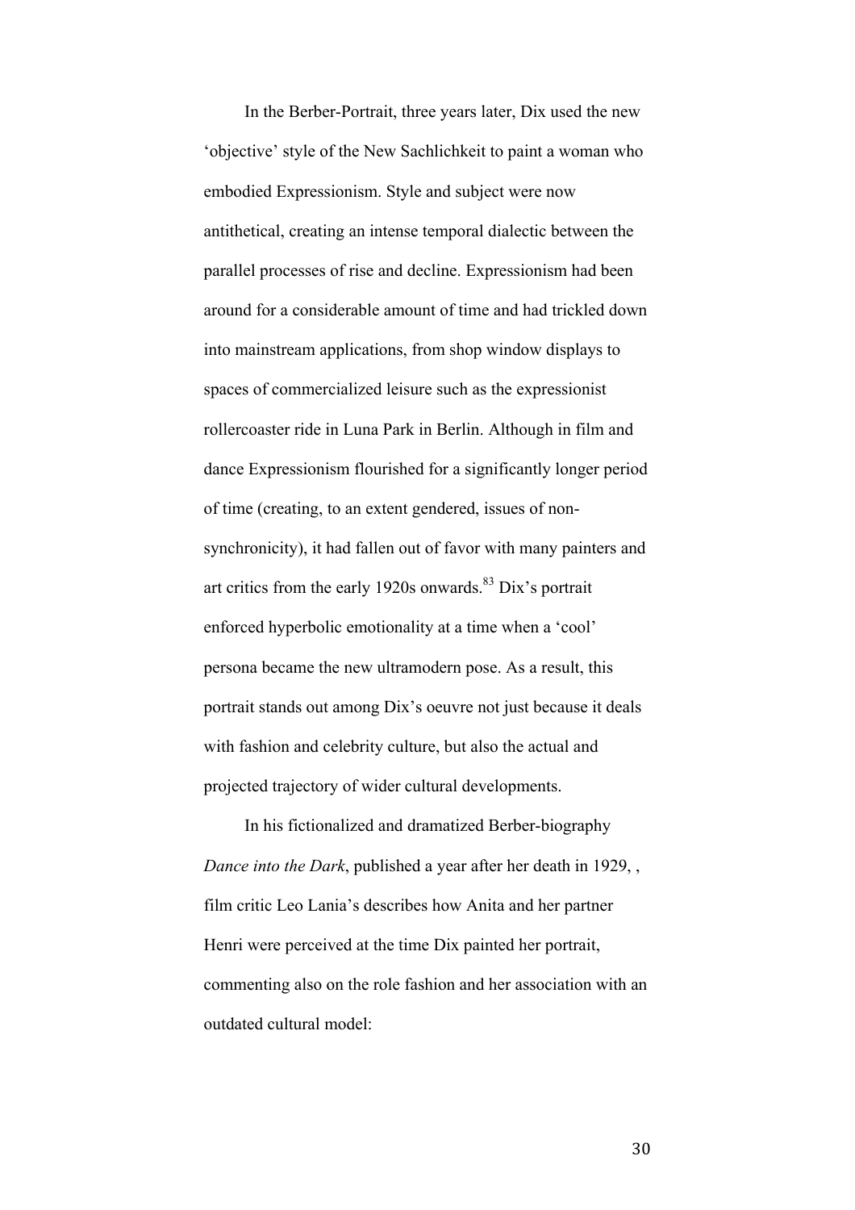In the Berber-Portrait, three years later, Dix used the new 'objective' style of the New Sachlichkeit to paint a woman who embodied Expressionism. Style and subject were now antithetical, creating an intense temporal dialectic between the parallel processes of rise and decline. Expressionism had been around for a considerable amount of time and had trickled down into mainstream applications, from shop window displays to spaces of commercialized leisure such as the expressionist rollercoaster ride in Luna Park in Berlin. Although in film and dance Expressionism flourished for a significantly longer period of time (creating, to an extent gendered, issues of non-synchronicity), it had fallen out of favor with many painters and art critics from the early 1920s onwards.[83] Dix's portrait enforced hyperbolic emotionality at a time when a 'cool' persona became the new ultramodern pose. As a result, this portrait stands out among Dix's oeuvre not just because it deals with fashion and celebrity culture, but also the actual and projected trajectory of wider cultural developments.

In his fictionalized and dramatized Berber-biography *Dance into the Dark*, published a year after her death in 1929, , film critic Leo Lania's describes how Anita and her partner Henri were perceived at the time Dix painted her portrait, commenting also on the role fashion and her association with an outdated cultural model: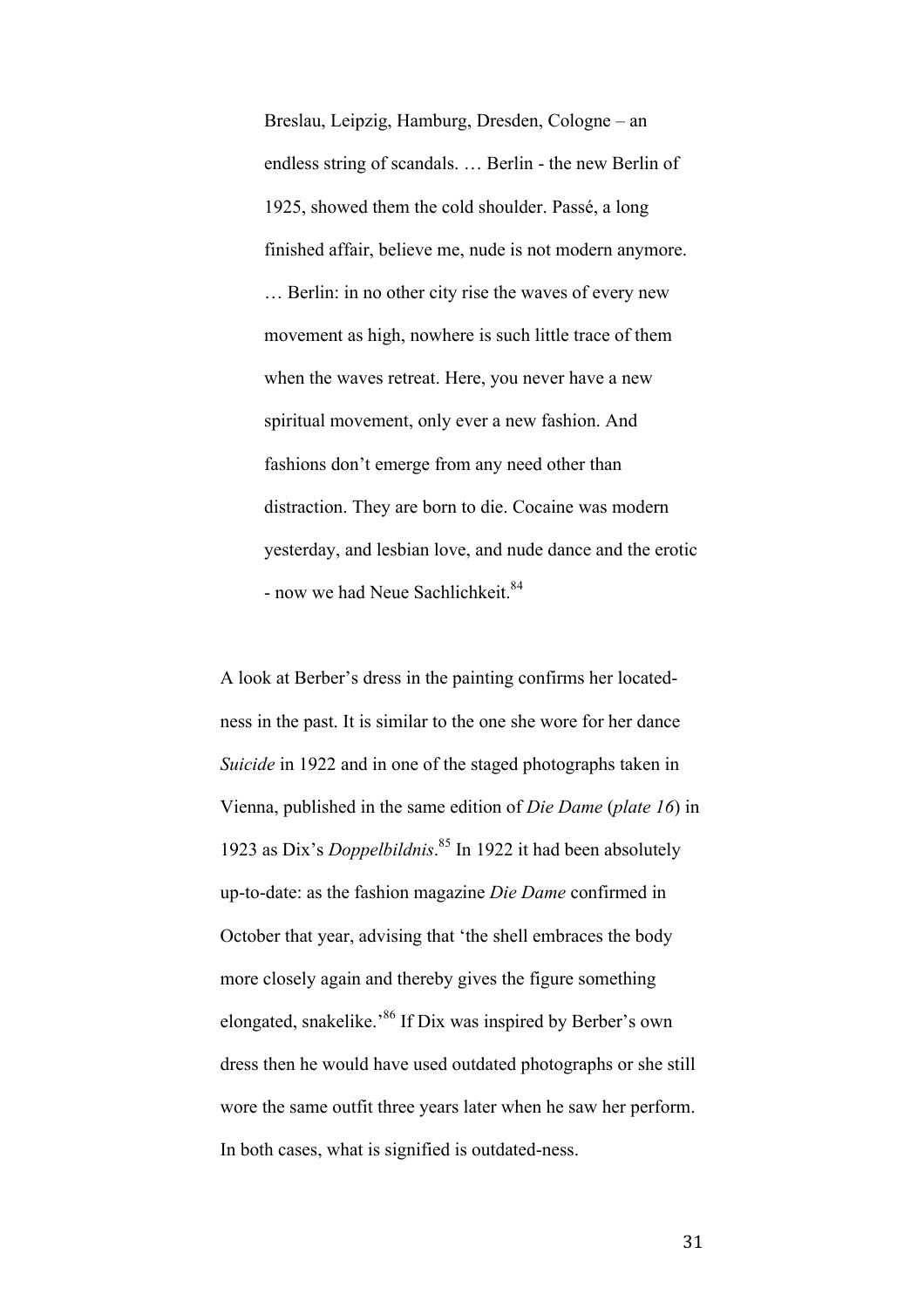> Breslau, Leipzig, Hamburg, Dresden, Cologne – an endless string of scandals. … Berlin - the new Berlin of 1925, showed them the cold shoulder. Passé, a long finished affair, believe me, nude is not modern anymore. … Berlin: in no other city rise the waves of every new movement as high, nowhere is such little trace of them when the waves retreat. Here, you never have a new spiritual movement, only ever a new fashion. And fashions don't emerge from any need other than distraction. They are born to die. Cocaine was modern yesterday, and lesbian love, and nude dance and the erotic - now we had Neue Sachlichkeit.[84]

A look at Berber's dress in the painting confirms her located-ness in the past. It is similar to the one she wore for her dance *Suicide* in 1922 and in one of the staged photographs taken in Vienna, published in the same edition of *Die Dame* (*plate 16*) in 1923 as Dix's *Doppelbildnis*.[85] In 1922 it had been absolutely up-to-date: as the fashion magazine *Die Dame* confirmed in October that year, advising that 'the shell embraces the body more closely again and thereby gives the figure something elongated, snakelike.'[86] If Dix was inspired by Berber's own dress then he would have used outdated photographs or she still wore the same outfit three years later when he saw her perform. In both cases, what is signified is outdated-ness.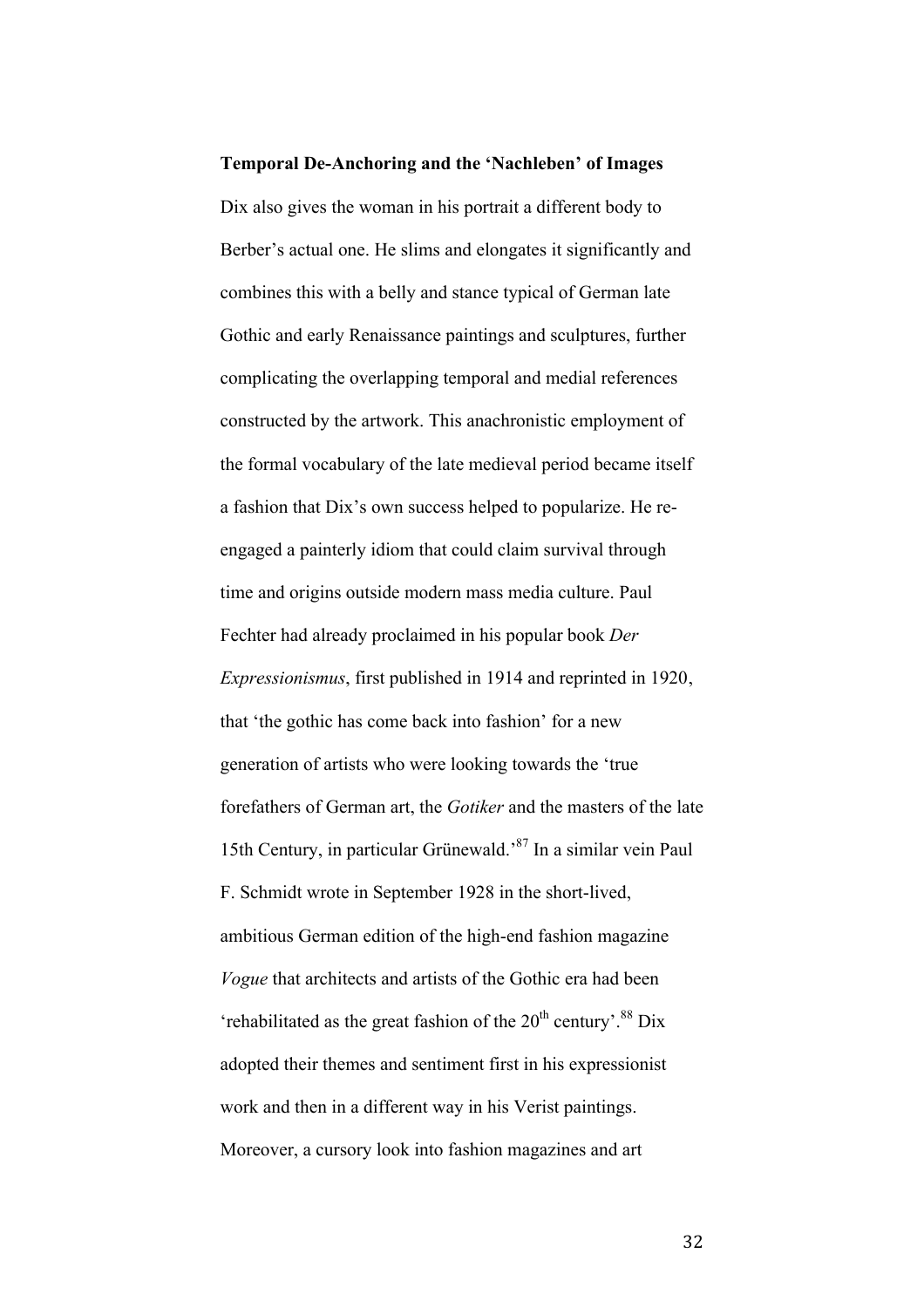**Temporal De-Anchoring and the 'Nachleben' of Images**

Dix also gives the woman in his portrait a different body to Berber's actual one. He slims and elongates it significantly and combines this with a belly and stance typical of German late Gothic and early Renaissance paintings and sculptures, further complicating the overlapping temporal and medial references constructed by the artwork. This anachronistic employment of the formal vocabulary of the late medieval period became itself a fashion that Dix's own success helped to popularize. He re-engaged a painterly idiom that could claim survival through time and origins outside modern mass media culture. Paul Fechter had already proclaimed in his popular book *Der Expressionismus*, first published in 1914 and reprinted in 1920, that 'the gothic has come back into fashion' for a new generation of artists who were looking towards the 'true forefathers of German art, the *Gotiker* and the masters of the late 15th Century, in particular Grünewald.'[87] In a similar vein Paul F. Schmidt wrote in September 1928 in the short-lived, ambitious German edition of the high-end fashion magazine *Vogue* that architects and artists of the Gothic era had been 'rehabilitated as the great fashion of the 20th century'.[88] Dix adopted their themes and sentiment first in his expressionist work and then in a different way in his Verist paintings. Moreover, a cursory look into fashion magazines and art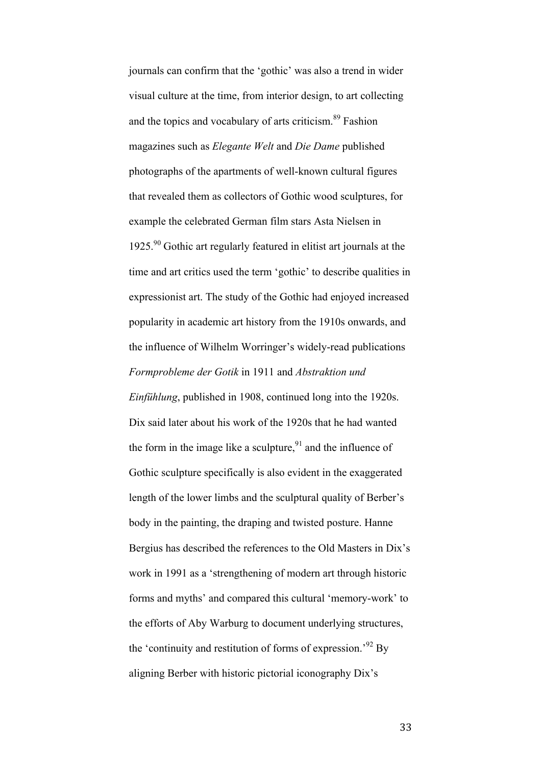journals can confirm that the 'gothic' was also a trend in wider visual culture at the time, from interior design, to art collecting and the topics and vocabulary of arts criticism.[89] Fashion magazines such as *Elegante Welt* and *Die Dame* published photographs of the apartments of well-known cultural figures that revealed them as collectors of Gothic wood sculptures, for example the celebrated German film stars Asta Nielsen in 1925.[90] Gothic art regularly featured in elitist art journals at the time and art critics used the term 'gothic' to describe qualities in expressionist art. The study of the Gothic had enjoyed increased popularity in academic art history from the 1910s onwards, and the influence of Wilhelm Worringer's widely-read publications *Formprobleme der Gotik* in 1911 and *Abstraktion und Einfühlung*, published in 1908, continued long into the 1920s. Dix said later about his work of the 1920s that he had wanted the form in the image like a sculpture,[91] and the influence of Gothic sculpture specifically is also evident in the exaggerated length of the lower limbs and the sculptural quality of Berber's body in the painting, the draping and twisted posture. Hanne Bergius has described the references to the Old Masters in Dix's work in 1991 as a 'strengthening of modern art through historic forms and myths' and compared this cultural 'memory-work' to the efforts of Aby Warburg to document underlying structures, the 'continuity and restitution of forms of expression.'[92] By aligning Berber with historic pictorial iconography Dix's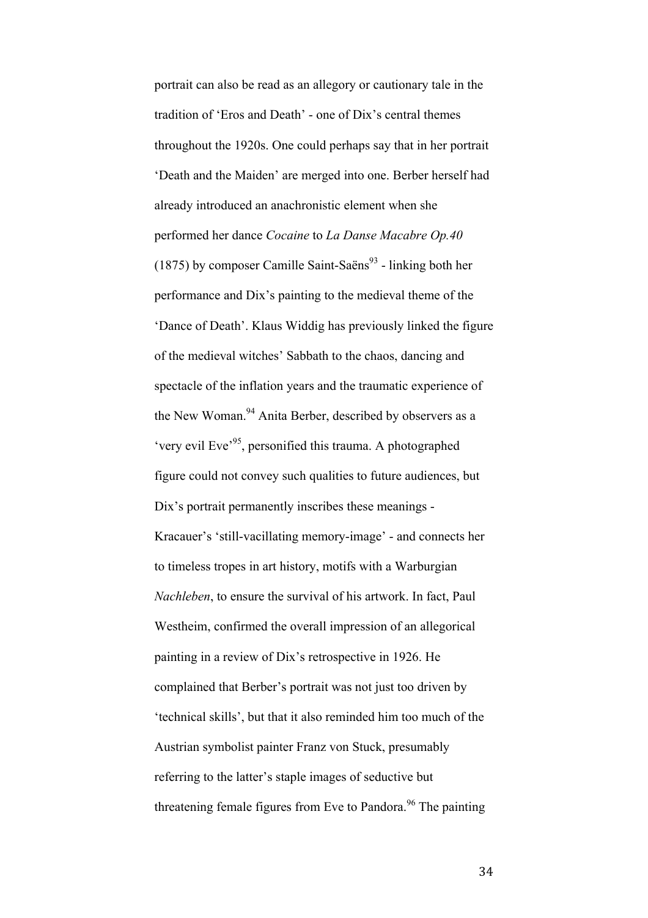portrait can also be read as an allegory or cautionary tale in the tradition of 'Eros and Death' - one of Dix's central themes throughout the 1920s. One could perhaps say that in her portrait 'Death and the Maiden' are merged into one. Berber herself had already introduced an anachronistic element when she performed her dance *Cocaine* to *La Danse Macabre Op.40* (1875) by composer Camille Saint-Saëns[93] - linking both her performance and Dix's painting to the medieval theme of the 'Dance of Death'. Klaus Widdig has previously linked the figure of the medieval witches' Sabbath to the chaos, dancing and spectacle of the inflation years and the traumatic experience of the New Woman.[94] Anita Berber, described by observers as a 'very evil Eve'[95], personified this trauma. A photographed figure could not convey such qualities to future audiences, but Dix's portrait permanently inscribes these meanings - Kracauer's 'still-vacillating memory-image' - and connects her to timeless tropes in art history, motifs with a Warburgian *Nachleben*, to ensure the survival of his artwork. In fact, Paul Westheim, confirmed the overall impression of an allegorical painting in a review of Dix's retrospective in 1926. He complained that Berber's portrait was not just too driven by 'technical skills', but that it also reminded him too much of the Austrian symbolist painter Franz von Stuck, presumably referring to the latter's staple images of seductive but threatening female figures from Eve to Pandora.[96] The painting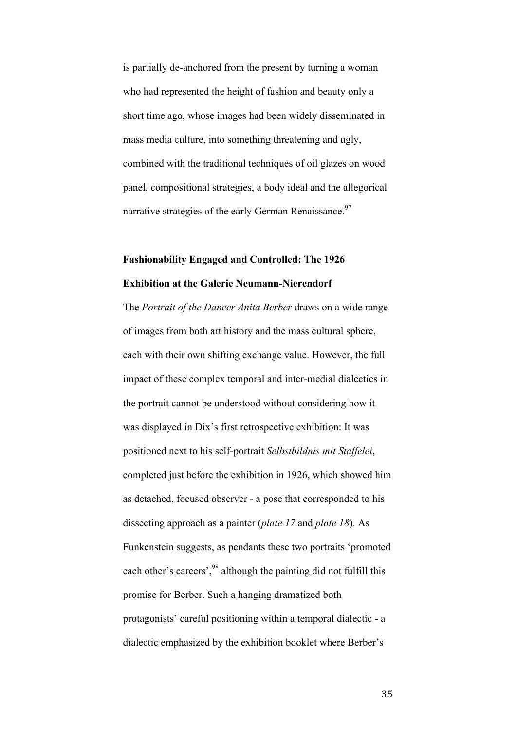is partially de-anchored from the present by turning a woman who had represented the height of fashion and beauty only a short time ago, whose images had been widely disseminated in mass media culture, into something threatening and ugly, combined with the traditional techniques of oil glazes on wood panel, compositional strategies, a body ideal and the allegorical narrative strategies of the early German Renaissance.[97]

**Fashionability Engaged and Controlled: The 1926 Exhibition at the Galerie Neumann-Nierendorf**

The *Portrait of the Dancer Anita Berber* draws on a wide range of images from both art history and the mass cultural sphere, each with their own shifting exchange value. However, the full impact of these complex temporal and inter-medial dialectics in the portrait cannot be understood without considering how it was displayed in Dix's first retrospective exhibition: It was positioned next to his self-portrait *Selbstbildnis mit Staffelei*, completed just before the exhibition in 1926, which showed him as detached, focused observer - a pose that corresponded to his dissecting approach as a painter (*plate 17* and *plate 18*). As Funkenstein suggests, as pendants these two portraits 'promoted each other's careers',[98] although the painting did not fulfill this promise for Berber. Such a hanging dramatized both protagonists' careful positioning within a temporal dialectic - a dialectic emphasized by the exhibition booklet where Berber's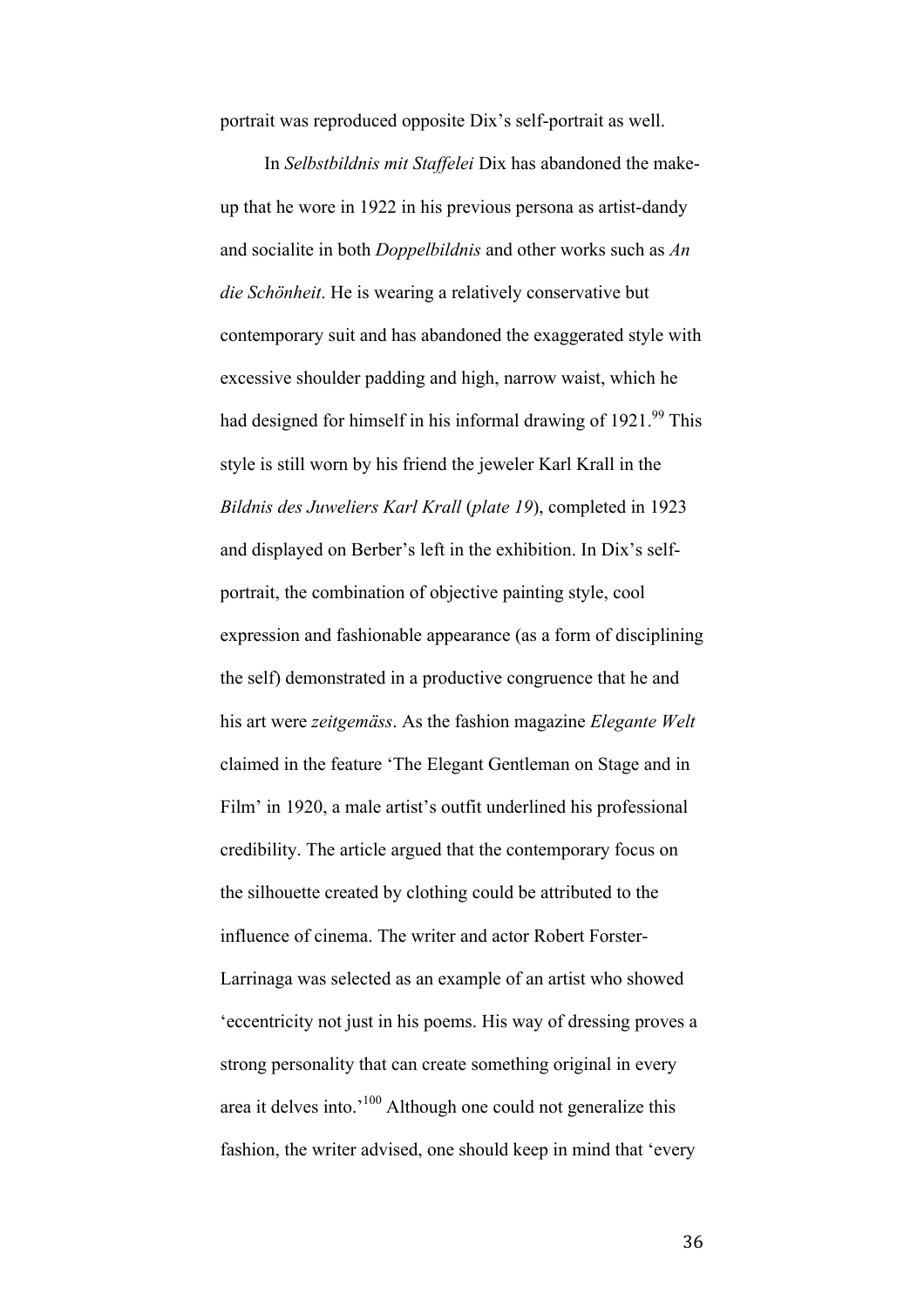portrait was reproduced opposite Dix's self-portrait as well.

In *Selbstbildnis mit Staffelei* Dix has abandoned the make-up that he wore in 1922 in his previous persona as artist-dandy and socialite in both *Doppelbildnis* and other works such as *An die Schönheit*. He is wearing a relatively conservative but contemporary suit and has abandoned the exaggerated style with excessive shoulder padding and high, narrow waist, which he had designed for himself in his informal drawing of 1921.[99] This style is still worn by his friend the jeweler Karl Krall in the *Bildnis des Juweliers Karl Krall* (*plate 19*), completed in 1923 and displayed on Berber's left in the exhibition. In Dix's self-portrait, the combination of objective painting style, cool expression and fashionable appearance (as a form of disciplining the self) demonstrated in a productive congruence that he and his art were *zeitgemäss*. As the fashion magazine *Elegante Welt* claimed in the feature 'The Elegant Gentleman on Stage and in Film' in 1920, a male artist's outfit underlined his professional credibility. The article argued that the contemporary focus on the silhouette created by clothing could be attributed to the influence of cinema. The writer and actor Robert Forster-Larrinaga was selected as an example of an artist who showed 'eccentricity not just in his poems. His way of dressing proves a strong personality that can create something original in every area it delves into.'[100] Although one could not generalize this fashion, the writer advised, one should keep in mind that 'every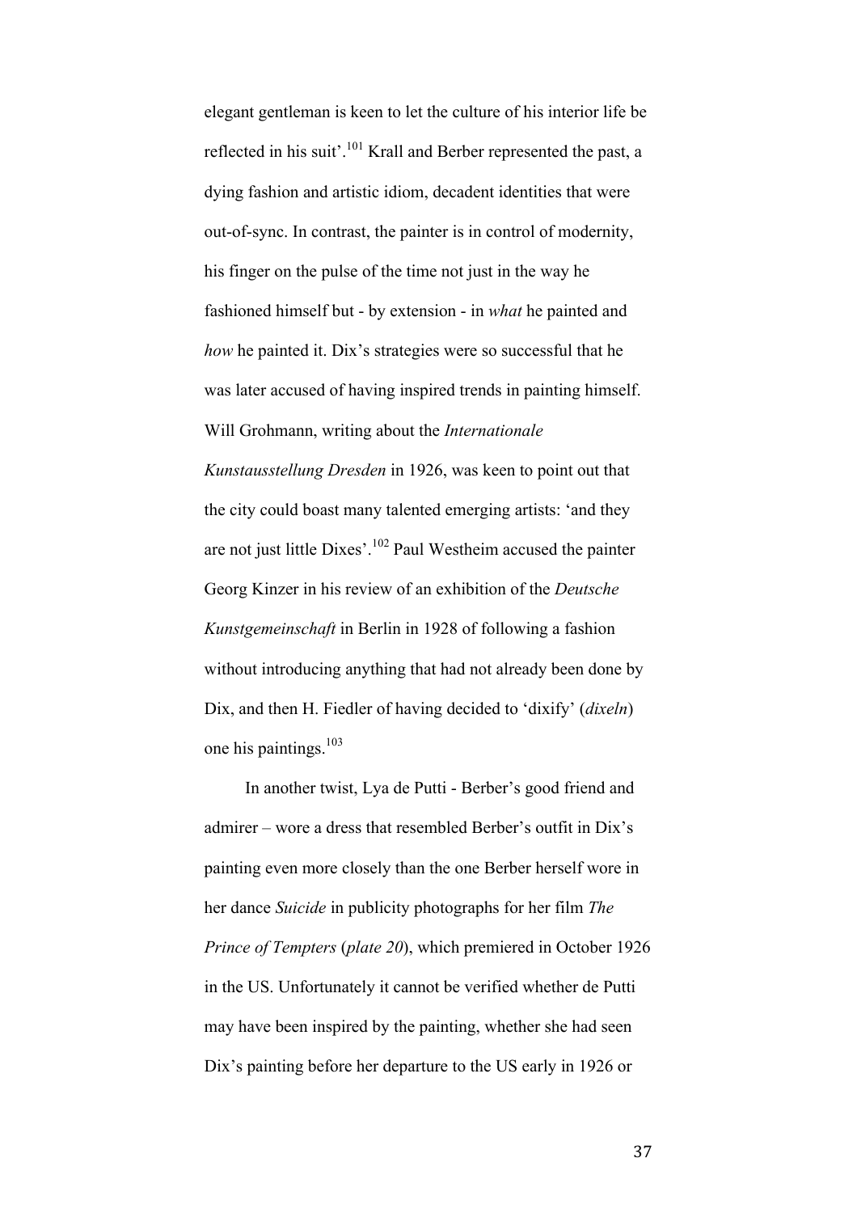elegant gentleman is keen to let the culture of his interior life be reflected in his suit'.[101] Krall and Berber represented the past, a dying fashion and artistic idiom, decadent identities that were out-of-sync. In contrast, the painter is in control of modernity, his finger on the pulse of the time not just in the way he fashioned himself but - by extension - in *what* he painted and *how* he painted it. Dix's strategies were so successful that he was later accused of having inspired trends in painting himself. Will Grohmann, writing about the *Internationale Kunstausstellung Dresden* in 1926, was keen to point out that the city could boast many talented emerging artists: 'and they are not just little Dixes'.[102] Paul Westheim accused the painter Georg Kinzer in his review of an exhibition of the *Deutsche Kunstgemeinschaft* in Berlin in 1928 of following a fashion without introducing anything that had not already been done by Dix, and then H. Fiedler of having decided to 'dixify' (*dixeln*) one his paintings.[103]

In another twist, Lya de Putti - Berber's good friend and admirer – wore a dress that resembled Berber's outfit in Dix's painting even more closely than the one Berber herself wore in her dance *Suicide* in publicity photographs for her film *The Prince of Tempters* (*plate 20*), which premiered in October 1926 in the US. Unfortunately it cannot be verified whether de Putti may have been inspired by the painting, whether she had seen Dix's painting before her departure to the US early in 1926 or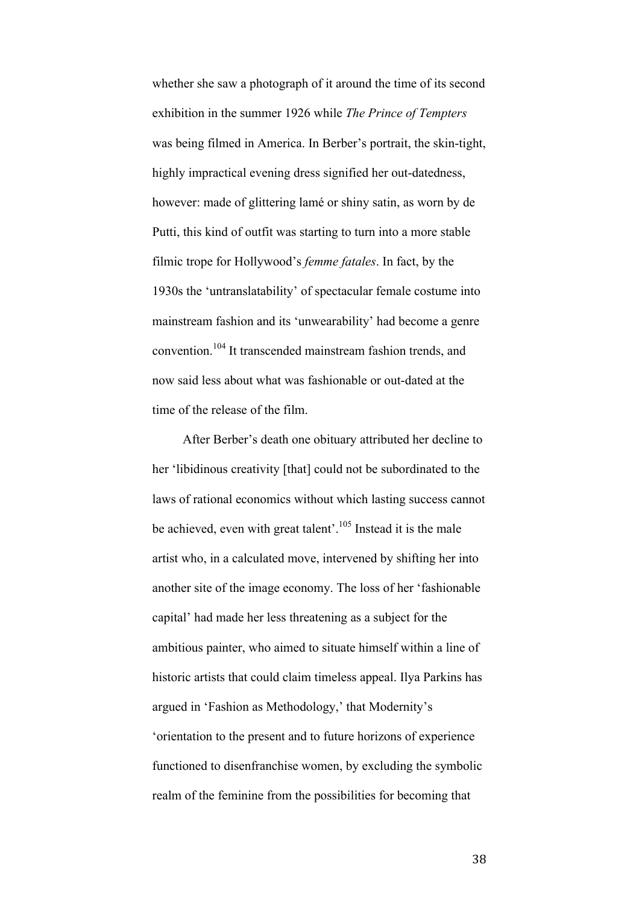whether she saw a photograph of it around the time of its second exhibition in the summer 1926 while *The Prince of Tempters* was being filmed in America. In Berber's portrait, the skin-tight, highly impractical evening dress signified her out-datedness, however: made of glittering lamé or shiny satin, as worn by de Putti, this kind of outfit was starting to turn into a more stable filmic trope for Hollywood's *femme fatales*. In fact, by the 1930s the 'untranslatability' of spectacular female costume into mainstream fashion and its 'unwearability' had become a genre convention.[104] It transcended mainstream fashion trends, and now said less about what was fashionable or out-dated at the time of the release of the film.

After Berber's death one obituary attributed her decline to her 'libidinous creativity [that] could not be subordinated to the laws of rational economics without which lasting success cannot be achieved, even with great talent'.[105] Instead it is the male artist who, in a calculated move, intervened by shifting her into another site of the image economy. The loss of her 'fashionable capital' had made her less threatening as a subject for the ambitious painter, who aimed to situate himself within a line of historic artists that could claim timeless appeal. Ilya Parkins has argued in 'Fashion as Methodology,' that Modernity's 'orientation to the present and to future horizons of experience functioned to disenfranchise women, by excluding the symbolic realm of the feminine from the possibilities for becoming that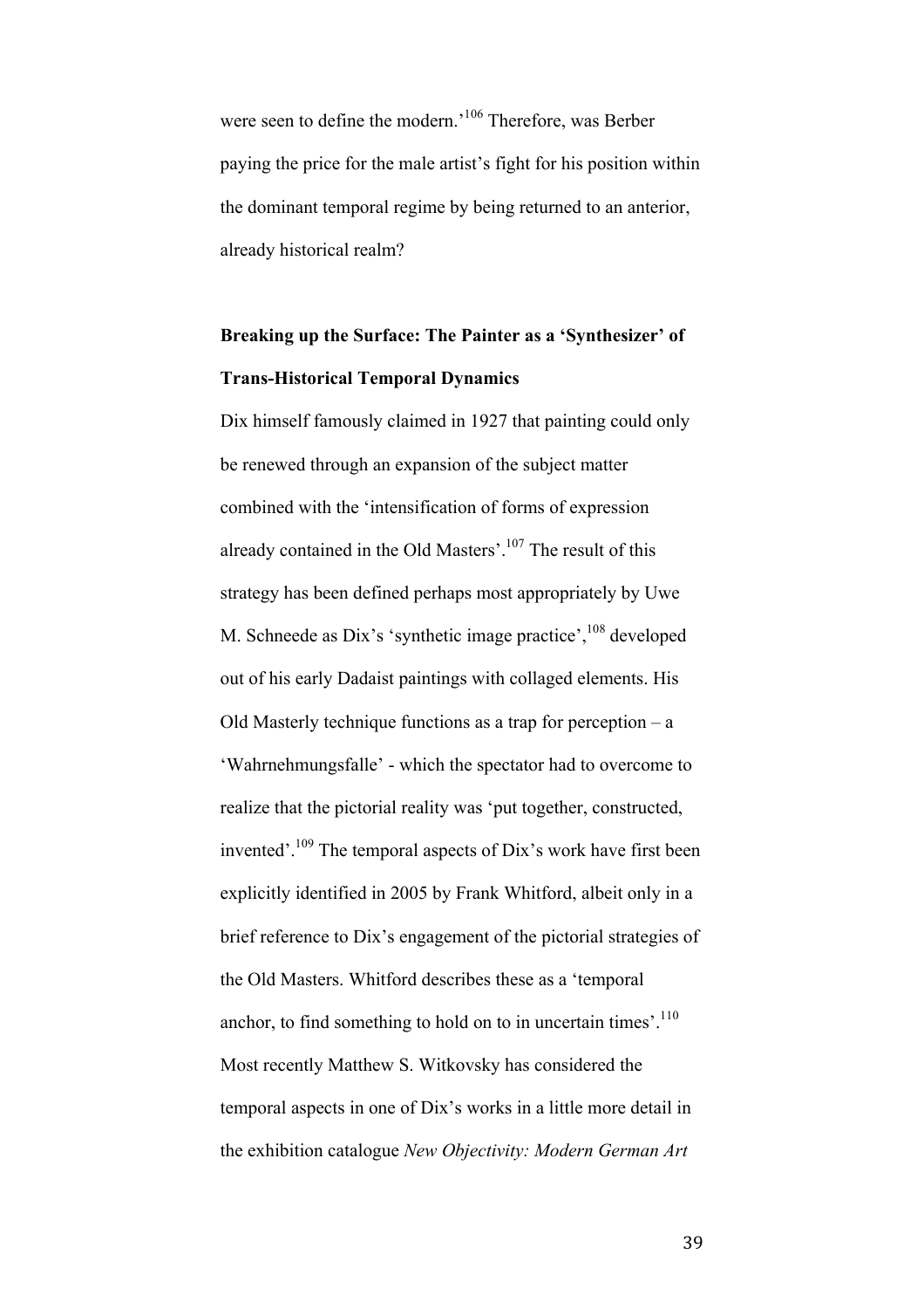were seen to define the modern.'[106] Therefore, was Berber paying the price for the male artist's fight for his position within the dominant temporal regime by being returned to an anterior, already historical realm?

## Breaking up the Surface: The Painter as a 'Synthesizer' of Trans-Historical Temporal Dynamics

Dix himself famously claimed in 1927 that painting could only be renewed through an expansion of the subject matter combined with the 'intensification of forms of expression already contained in the Old Masters'.[107] The result of this strategy has been defined perhaps most appropriately by Uwe M. Schneede as Dix's 'synthetic image practice',[108] developed out of his early Dadaist paintings with collaged elements. His Old Masterly technique functions as a trap for perception – a 'Wahrnehmungsfalle' - which the spectator had to overcome to realize that the pictorial reality was 'put together, constructed, invented'.[109] The temporal aspects of Dix's work have first been explicitly identified in 2005 by Frank Whitford, albeit only in a brief reference to Dix's engagement of the pictorial strategies of the Old Masters. Whitford describes these as a 'temporal anchor, to find something to hold on to in uncertain times'.[110] Most recently Matthew S. Witkovsky has considered the temporal aspects in one of Dix's works in a little more detail in the exhibition catalogue *New Objectivity: Modern German Art*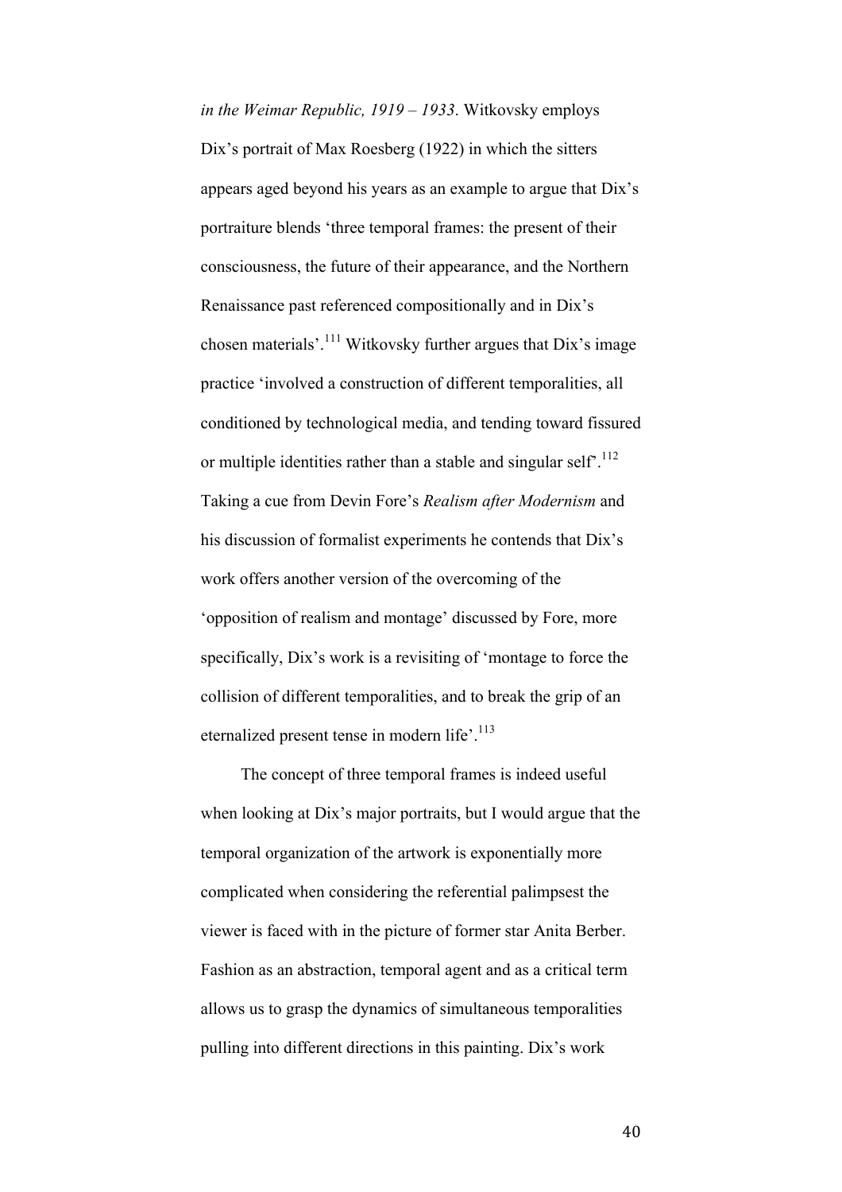*in the Weimar Republic, 1919 – 1933*. Witkovsky employs Dix's portrait of Max Roesberg (1922) in which the sitters appears aged beyond his years as an example to argue that Dix's portraiture blends 'three temporal frames: the present of their consciousness, the future of their appearance, and the Northern Renaissance past referenced compositionally and in Dix's chosen materials'.[111] Witkovsky further argues that Dix's image practice 'involved a construction of different temporalities, all conditioned by technological media, and tending toward fissured or multiple identities rather than a stable and singular self'.[112] Taking a cue from Devin Fore's *Realism after Modernism* and his discussion of formalist experiments he contends that Dix's work offers another version of the overcoming of the 'opposition of realism and montage' discussed by Fore, more specifically, Dix's work is a revisiting of 'montage to force the collision of different temporalities, and to break the grip of an eternalized present tense in modern life'.[113]

The concept of three temporal frames is indeed useful when looking at Dix's major portraits, but I would argue that the temporal organization of the artwork is exponentially more complicated when considering the referential palimpsest the viewer is faced with in the picture of former star Anita Berber. Fashion as an abstraction, temporal agent and as a critical term allows us to grasp the dynamics of simultaneous temporalities pulling into different directions in this painting. Dix's work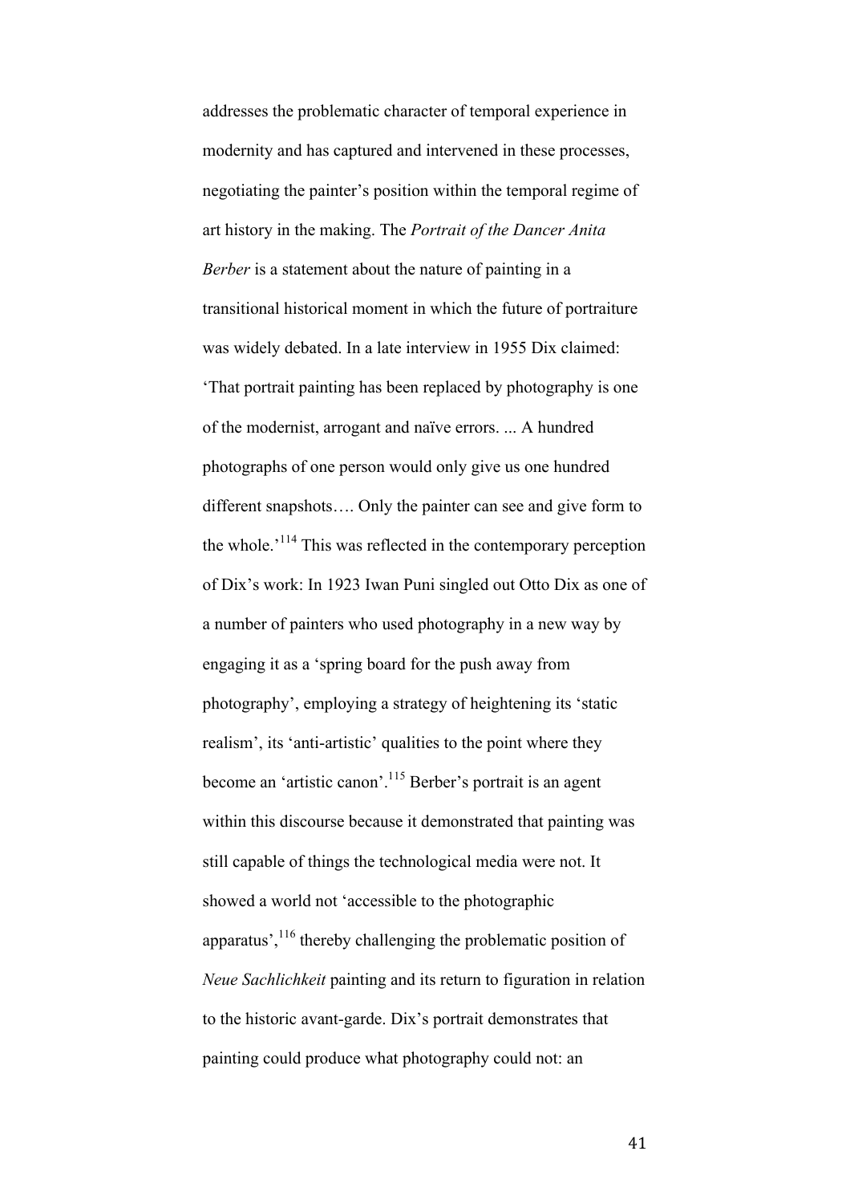addresses the problematic character of temporal experience in modernity and has captured and intervened in these processes, negotiating the painter's position within the temporal regime of art history in the making. The *Portrait of the Dancer Anita Berber* is a statement about the nature of painting in a transitional historical moment in which the future of portraiture was widely debated. In a late interview in 1955 Dix claimed: 'That portrait painting has been replaced by photography is one of the modernist, arrogant and naïve errors. ... A hundred photographs of one person would only give us one hundred different snapshots…. Only the painter can see and give form to the whole.'[114] This was reflected in the contemporary perception of Dix's work: In 1923 Iwan Puni singled out Otto Dix as one of a number of painters who used photography in a new way by engaging it as a 'spring board for the push away from photography', employing a strategy of heightening its 'static realism', its 'anti-artistic' qualities to the point where they become an 'artistic canon'.[115] Berber's portrait is an agent within this discourse because it demonstrated that painting was still capable of things the technological media were not. It showed a world not 'accessible to the photographic apparatus',[116] thereby challenging the problematic position of *Neue Sachlichkeit* painting and its return to figuration in relation to the historic avant-garde. Dix's portrait demonstrates that painting could produce what photography could not: an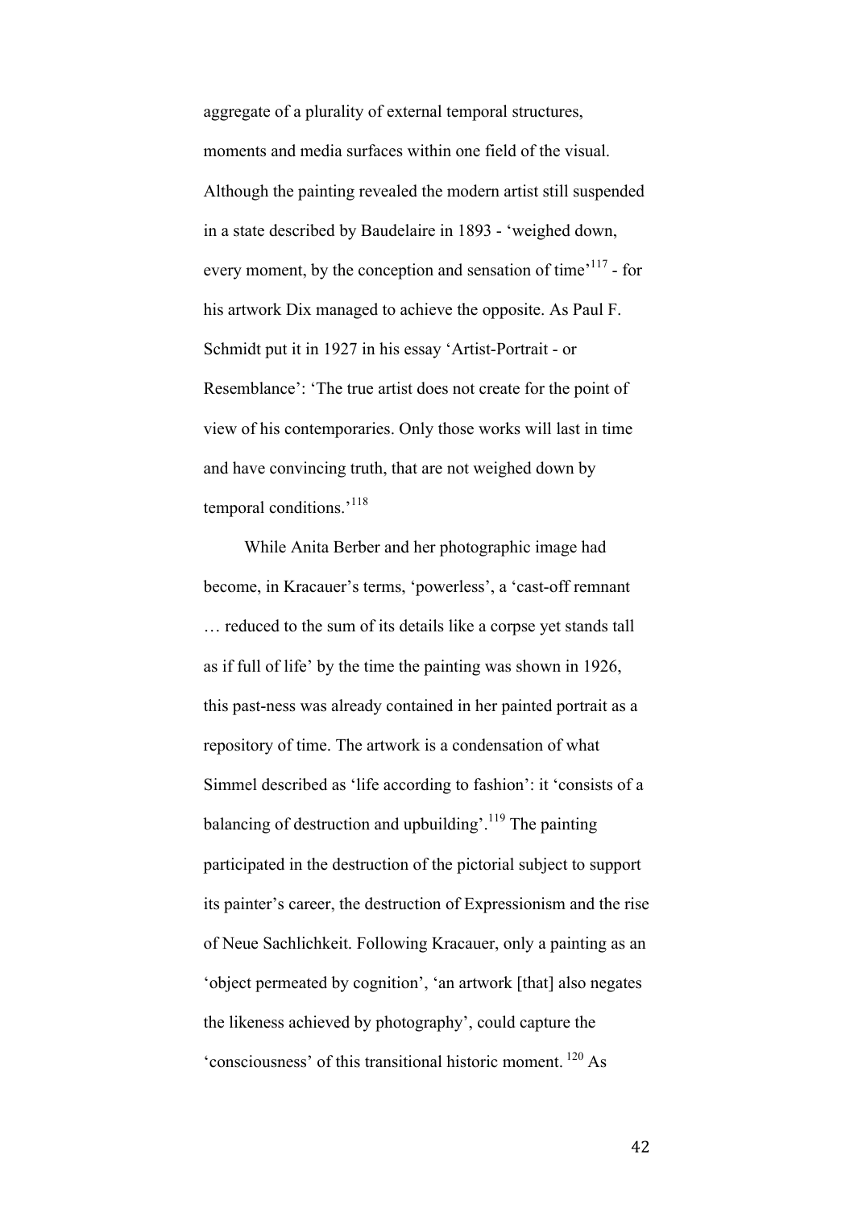aggregate of a plurality of external temporal structures, moments and media surfaces within one field of the visual. Although the painting revealed the modern artist still suspended in a state described by Baudelaire in 1893 - 'weighed down, every moment, by the conception and sensation of time'[117] - for his artwork Dix managed to achieve the opposite. As Paul F. Schmidt put it in 1927 in his essay 'Artist-Portrait - or Resemblance': 'The true artist does not create for the point of view of his contemporaries. Only those works will last in time and have convincing truth, that are not weighed down by temporal conditions.'[118]

While Anita Berber and her photographic image had become, in Kracauer's terms, 'powerless', a 'cast-off remnant … reduced to the sum of its details like a corpse yet stands tall as if full of life' by the time the painting was shown in 1926, this past-ness was already contained in her painted portrait as a repository of time. The artwork is a condensation of what Simmel described as 'life according to fashion': it 'consists of a balancing of destruction and upbuilding'.[119] The painting participated in the destruction of the pictorial subject to support its painter's career, the destruction of Expressionism and the rise of Neue Sachlichkeit. Following Kracauer, only a painting as an 'object permeated by cognition', 'an artwork [that] also negates the likeness achieved by photography', could capture the 'consciousness' of this transitional historic moment. [120] As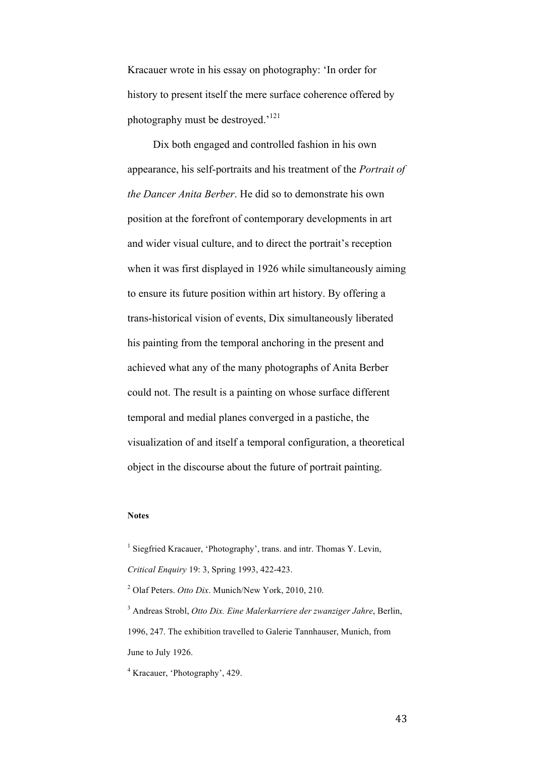Kracauer wrote in his essay on photography: 'In order for history to present itself the mere surface coherence offered by photography must be destroyed.'[121]

Dix both engaged and controlled fashion in his own appearance, his self-portraits and his treatment of the *Portrait of the Dancer Anita Berber*. He did so to demonstrate his own position at the forefront of contemporary developments in art and wider visual culture, and to direct the portrait's reception when it was first displayed in 1926 while simultaneously aiming to ensure its future position within art history. By offering a trans-historical vision of events, Dix simultaneously liberated his painting from the temporal anchoring in the present and achieved what any of the many photographs of Anita Berber could not. The result is a painting on whose surface different temporal and medial planes converged in a pastiche, the visualization of and itself a temporal configuration, a theoretical object in the discourse about the future of portrait painting.

**Notes**

[1] Siegfried Kracauer, 'Photography', trans. and intr. Thomas Y. Levin, *Critical Enquiry* 19: 3, Spring 1993, 422-423.

[2] Olaf Peters. *Otto Dix*. Munich/New York, 2010, 210.

[3] Andreas Strobl, *Otto Dix. Eine Malerkarriere der zwanziger Jahre*, Berlin, 1996, 247. The exhibition travelled to Galerie Tannhauser, Munich, from June to July 1926.

[4] Kracauer, 'Photography', 429.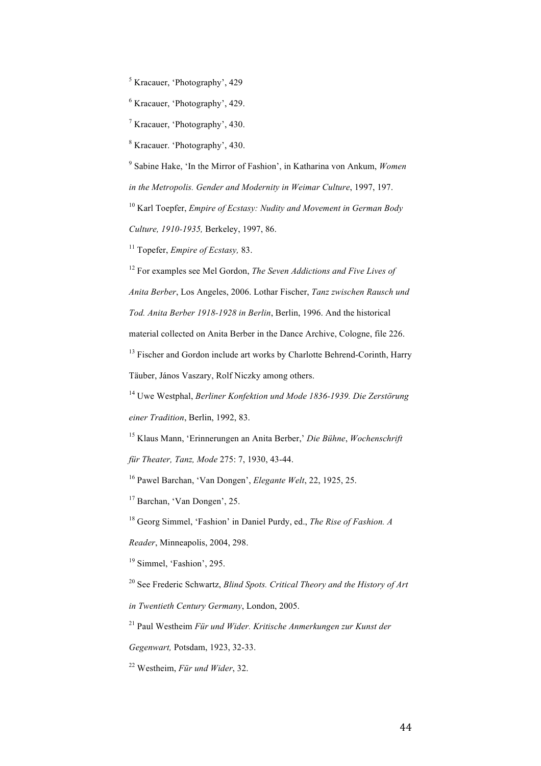[5] Kracauer, 'Photography', 429

[6] Kracauer, 'Photography', 429.

[7] Kracauer, 'Photography', 430.

[8] Kracauer. 'Photography', 430.

[9] Sabine Hake, 'In the Mirror of Fashion', in Katharina von Ankum, *Women in the Metropolis. Gender and Modernity in Weimar Culture*, 1997, 197.

[10] Karl Toepfer, *Empire of Ecstasy: Nudity and Movement in German Body Culture, 1910-1935,* Berkeley, 1997, 86.

[11] Topefer, *Empire of Ecstasy,* 83.

[12] For examples see Mel Gordon, *The Seven Addictions and Five Lives of Anita Berber*, Los Angeles, 2006. Lothar Fischer, *Tanz zwischen Rausch und Tod. Anita Berber 1918-1928 in Berlin*, Berlin, 1996. And the historical material collected on Anita Berber in the Dance Archive, Cologne, file 226.

[13] Fischer and Gordon include art works by Charlotte Behrend-Corinth, Harry Täuber, János Vaszary, Rolf Niczky among others.

[14] Uwe Westphal, *Berliner Konfektion und Mode 1836-1939. Die Zerstörung einer Tradition*, Berlin, 1992, 83.

[15] Klaus Mann, 'Erinnerungen an Anita Berber,' *Die Bühne*, *Wochenschrift für Theater, Tanz, Mode* 275: 7, 1930, 43-44.

[16] Pawel Barchan, 'Van Dongen', *Elegante Welt*, 22, 1925, 25.

[17] Barchan, 'Van Dongen', 25.

[18] Georg Simmel, 'Fashion' in Daniel Purdy, ed., *The Rise of Fashion. A Reader*, Minneapolis, 2004, 298.

[19] Simmel, 'Fashion', 295.

[20] See Frederic Schwartz, *Blind Spots. Critical Theory and the History of Art in Twentieth Century Germany*, London, 2005.

[21] Paul Westheim *Für und Wider. Kritische Anmerkungen zur Kunst der Gegenwart,* Potsdam, 1923, 32-33.

[22] Westheim, *Für und Wider*, 32.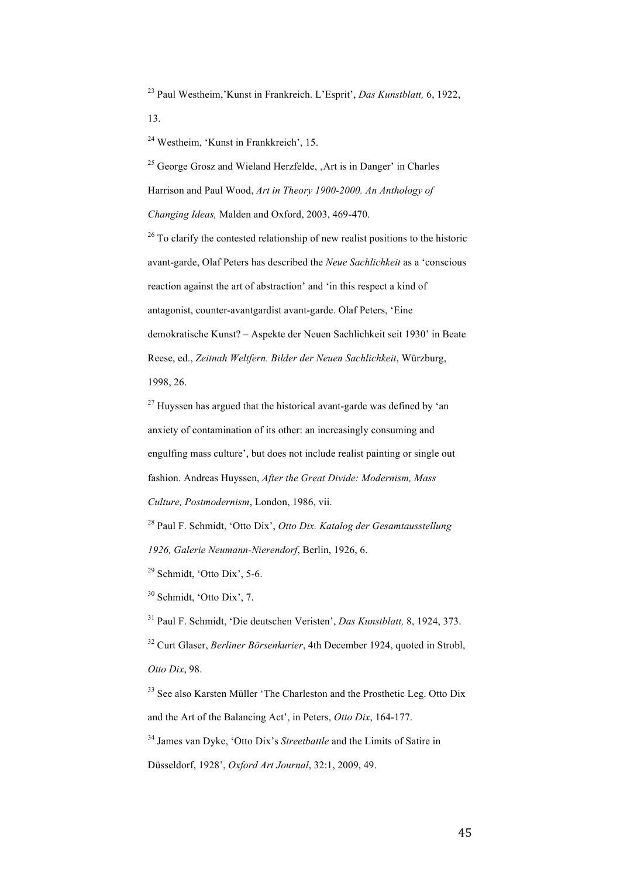[23] Paul Westheim,'Kunst in Frankreich. L'Esprit', *Das Kunstblatt,* 6, 1922, 13.

[24] Westheim, 'Kunst in Frankkreich', 15.

[25] George Grosz and Wieland Herzfelde, ‚Art is in Danger' in Charles Harrison and Paul Wood, *Art in Theory 1900-2000. An Anthology of Changing Ideas,* Malden and Oxford, 2003, 469-470.

[26] To clarify the contested relationship of new realist positions to the historic avant-garde, Olaf Peters has described the *Neue Sachlichkeit* as a 'conscious reaction against the art of abstraction' and 'in this respect a kind of antagonist, counter-avantgardist avant-garde. Olaf Peters, 'Eine demokratische Kunst? – Aspekte der Neuen Sachlichkeit seit 1930' in Beate Reese, ed., *Zeitnah Weltfern. Bilder der Neuen Sachlichkeit*, Würzburg, 1998, 26.

[27] Huyssen has argued that the historical avant-garde was defined by 'an anxiety of contamination of its other: an increasingly consuming and engulfing mass culture', but does not include realist painting or single out fashion. Andreas Huyssen, *After the Great Divide: Modernism, Mass Culture, Postmodernism*, London, 1986, vii.

[28] Paul F. Schmidt, 'Otto Dix', *Otto Dix. Katalog der Gesamtausstellung 1926, Galerie Neumann-Nierendorf*, Berlin, 1926, 6.

[29] Schmidt, 'Otto Dix', 5-6.

[30] Schmidt, 'Otto Dix', 7.

[31] Paul F. Schmidt, 'Die deutschen Veristen', *Das Kunstblatt,* 8, 1924, 373.

[32] Curt Glaser, *Berliner Börsenkurier*, 4th December 1924, quoted in Strobl, *Otto Dix*, 98.

[33] See also Karsten Müller 'The Charleston and the Prosthetic Leg. Otto Dix and the Art of the Balancing Act', in Peters, *Otto Dix*, 164-177.

[34] James van Dyke, 'Otto Dix's *Streetbattle* and the Limits of Satire in Düsseldorf, 1928', *Oxford Art Journal*, 32:1, 2009, 49.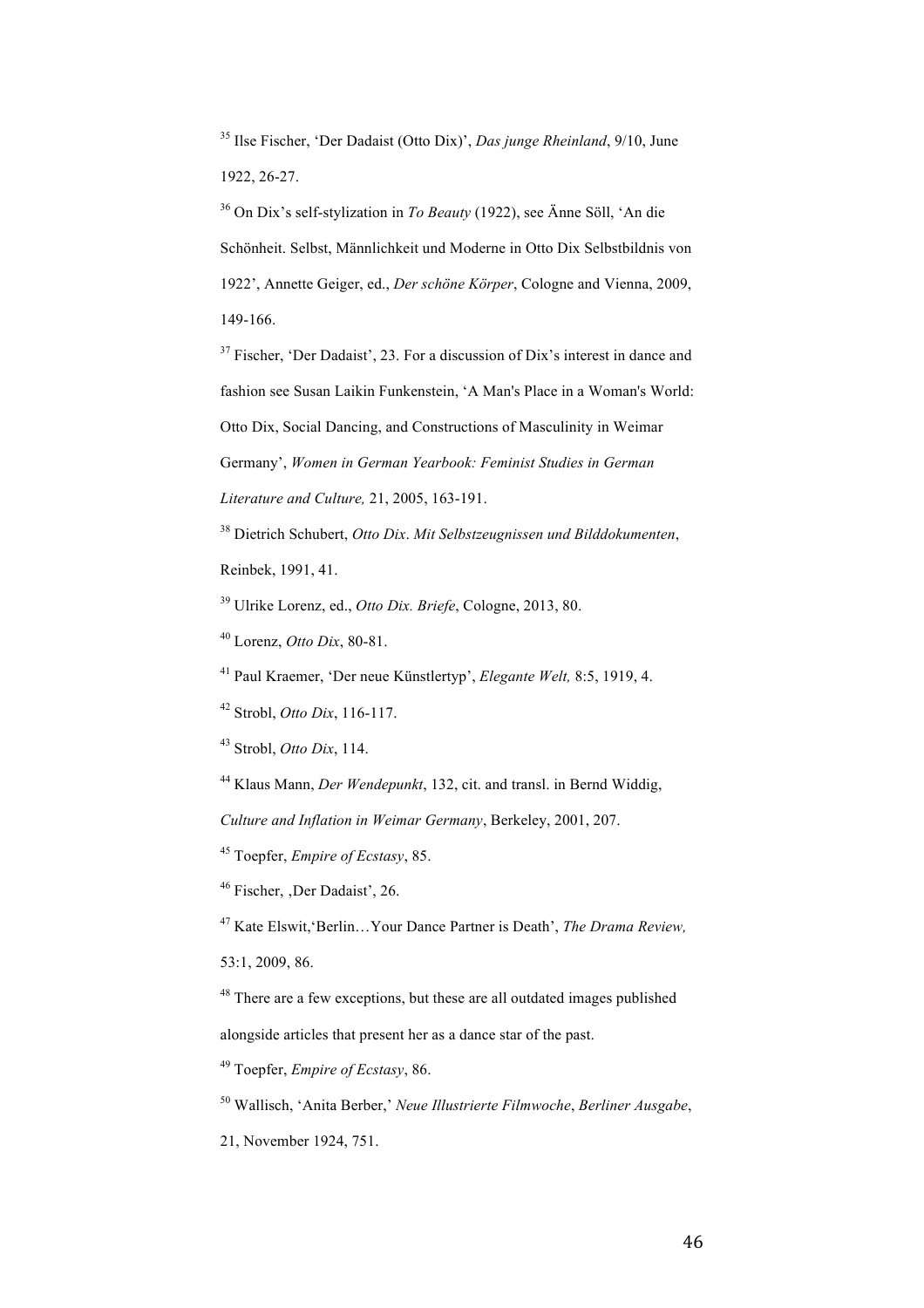[35] Ilse Fischer, 'Der Dadaist (Otto Dix)', *Das junge Rheinland*, 9/10, June 1922, 26-27.

[36] On Dix's self-stylization in *To Beauty* (1922), see Änne Söll, 'An die Schönheit. Selbst, Männlichkeit und Moderne in Otto Dix Selbstbildnis von 1922', Annette Geiger, ed., *Der schöne Körper*, Cologne and Vienna, 2009, 149-166.

[37] Fischer, 'Der Dadaist', 23. For a discussion of Dix's interest in dance and fashion see Susan Laikin Funkenstein, 'A Man's Place in a Woman's World: Otto Dix, Social Dancing, and Constructions of Masculinity in Weimar Germany', *Women in German Yearbook: Feminist Studies in German Literature and Culture,* 21, 2005, 163-191.

[38] Dietrich Schubert, *Otto Dix*. *Mit Selbstzeugnissen und Bilddokumenten*, Reinbek, 1991, 41.

[39] Ulrike Lorenz, ed., *Otto Dix. Briefe*, Cologne, 2013, 80.

[40] Lorenz, *Otto Dix*, 80-81.

[41] Paul Kraemer, 'Der neue Künstlertyp', *Elegante Welt,* 8:5, 1919, 4.

[42] Strobl, *Otto Dix*, 116-117.

[43] Strobl, *Otto Dix*, 114.

[44] Klaus Mann, *Der Wendepunkt*, 132, cit. and transl. in Bernd Widdig, *Culture and Inflation in Weimar Germany*, Berkeley, 2001, 207.

[45] Toepfer, *Empire of Ecstasy*, 85.

[46] Fischer, ‚Der Dadaist', 26.

[47] Kate Elswit,'Berlin…Your Dance Partner is Death', *The Drama Review,* 53:1, 2009, 86.

[48] There are a few exceptions, but these are all outdated images published alongside articles that present her as a dance star of the past.

[49] Toepfer, *Empire of Ecstasy*, 86.

[50] Wallisch, 'Anita Berber,' *Neue Illustrierte Filmwoche*, *Berliner Ausgabe*, 21, November 1924, 751.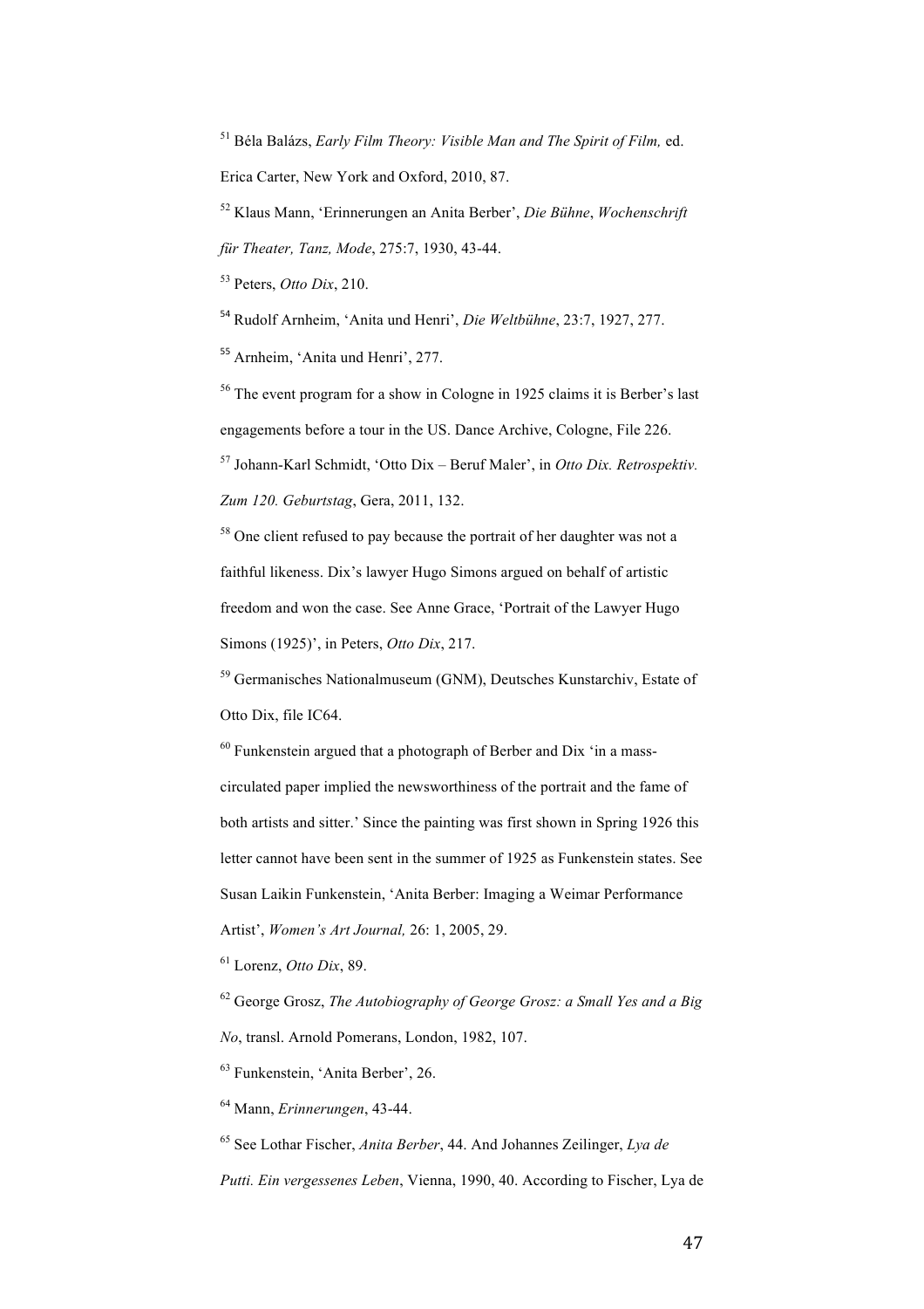[51] Béla Balázs, *Early Film Theory: Visible Man and The Spirit of Film,* ed. Erica Carter, New York and Oxford, 2010, 87.

[52] Klaus Mann, 'Erinnerungen an Anita Berber', *Die Bühne*, *Wochenschrift für Theater, Tanz, Mode*, 275:7, 1930, 43-44.

[53] Peters, *Otto Dix*, 210.

[54] Rudolf Arnheim, 'Anita und Henri', *Die Weltbühne*, 23:7, 1927, 277.

[55] Arnheim, 'Anita und Henri', 277.

[56] The event program for a show in Cologne in 1925 claims it is Berber's last engagements before a tour in the US. Dance Archive, Cologne, File 226.

[57] Johann-Karl Schmidt, 'Otto Dix – Beruf Maler', in *Otto Dix. Retrospektiv. Zum 120. Geburtstag*, Gera, 2011, 132.

[58] One client refused to pay because the portrait of her daughter was not a faithful likeness. Dix's lawyer Hugo Simons argued on behalf of artistic freedom and won the case. See Anne Grace, 'Portrait of the Lawyer Hugo Simons (1925)', in Peters, *Otto Dix*, 217.

[59] Germanisches Nationalmuseum (GNM), Deutsches Kunstarchiv, Estate of Otto Dix, file IC64.

[60] Funkenstein argued that a photograph of Berber and Dix 'in a mass-circulated paper implied the newsworthiness of the portrait and the fame of both artists and sitter.' Since the painting was first shown in Spring 1926 this letter cannot have been sent in the summer of 1925 as Funkenstein states. See Susan Laikin Funkenstein, 'Anita Berber: Imaging a Weimar Performance Artist', *Women's Art Journal,* 26: 1, 2005, 29.

[61] Lorenz, *Otto Dix*, 89.

[62] George Grosz, *The Autobiography of George Grosz: a Small Yes and a Big No*, transl. Arnold Pomerans, London, 1982, 107.

[63] Funkenstein, 'Anita Berber', 26.

[64] Mann, *Erinnerungen*, 43-44.

[65] See Lothar Fischer, *Anita Berber*, 44. And Johannes Zeilinger, *Lya de Putti. Ein vergessenes Leben*, Vienna, 1990, 40. According to Fischer, Lya de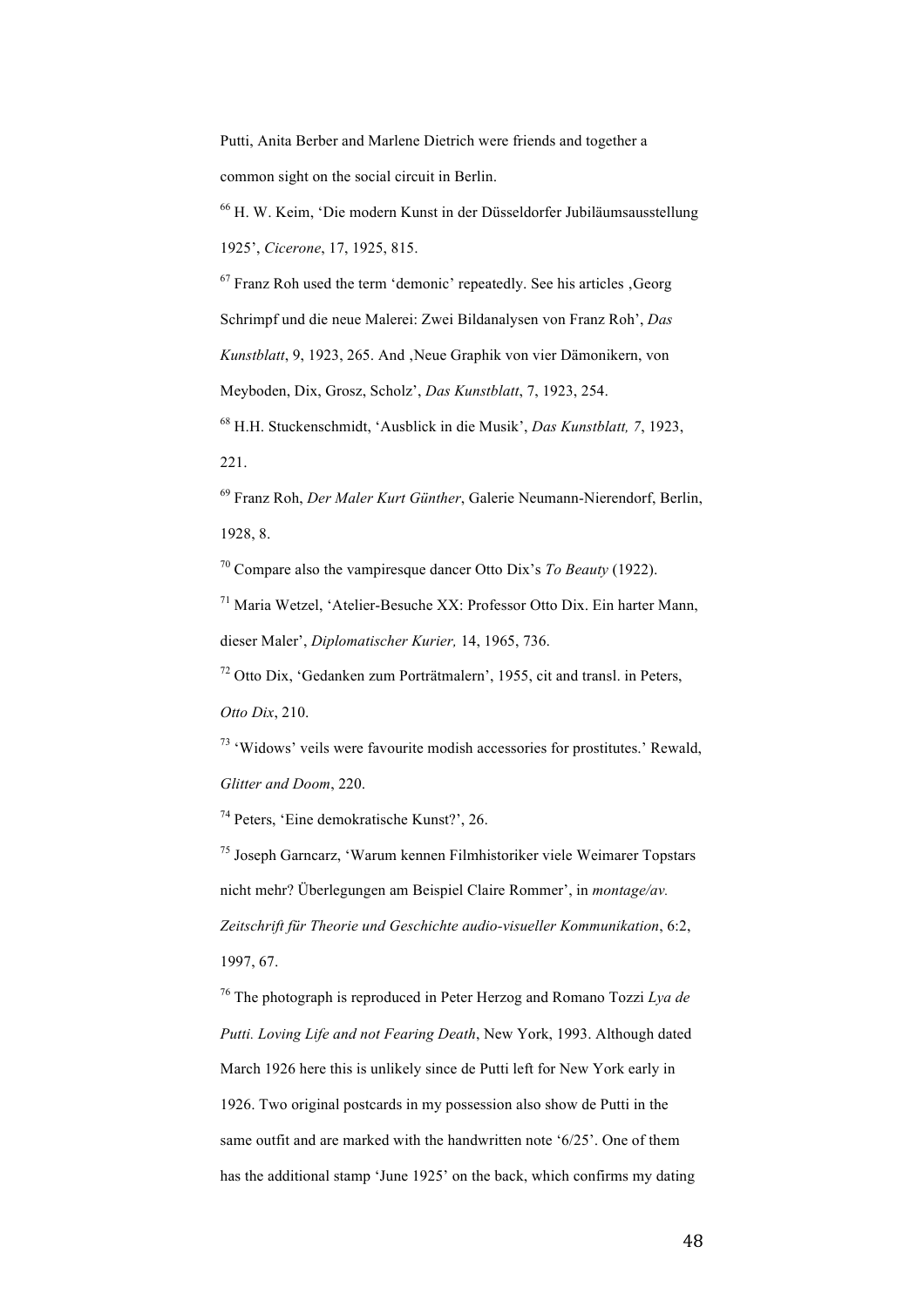Putti, Anita Berber and Marlene Dietrich were friends and together a common sight on the social circuit in Berlin.

[66] H. W. Keim, 'Die modern Kunst in der Düsseldorfer Jubiläumsausstellung 1925', *Cicerone*, 17, 1925, 815.

[67] Franz Roh used the term 'demonic' repeatedly. See his articles ‚Georg Schrimpf und die neue Malerei: Zwei Bildanalysen von Franz Roh', *Das Kunstblatt*, 9, 1923, 265. And ‚Neue Graphik von vier Dämonikern, von Meyboden, Dix, Grosz, Scholz', *Das Kunstblatt*, 7, 1923, 254.

[68] H.H. Stuckenschmidt, 'Ausblick in die Musik', *Das Kunstblatt, 7*, 1923, 221.

[69] Franz Roh, *Der Maler Kurt Günther*, Galerie Neumann-Nierendorf, Berlin, 1928, 8.

[70] Compare also the vampiresque dancer Otto Dix's *To Beauty* (1922).

[71] Maria Wetzel, 'Atelier-Besuche XX: Professor Otto Dix. Ein harter Mann, dieser Maler', *Diplomatischer Kurier,* 14, 1965, 736.

[72] Otto Dix, 'Gedanken zum Porträtmalern', 1955, cit and transl. in Peters, *Otto Dix*, 210.

[73] 'Widows' veils were favourite modish accessories for prostitutes.' Rewald, *Glitter and Doom*, 220.

[74] Peters, 'Eine demokratische Kunst?', 26.

[75] Joseph Garncarz, 'Warum kennen Filmhistoriker viele Weimarer Topstars nicht mehr? Überlegungen am Beispiel Claire Rommer', in *montage/av. Zeitschrift für Theorie und Geschichte audio-visueller Kommunikation*, 6:2, 1997, 67.

[76] The photograph is reproduced in Peter Herzog and Romano Tozzi *Lya de Putti. Loving Life and not Fearing Death*, New York, 1993. Although dated March 1926 here this is unlikely since de Putti left for New York early in 1926. Two original postcards in my possession also show de Putti in the same outfit and are marked with the handwritten note '6/25'. One of them has the additional stamp 'June 1925' on the back, which confirms my dating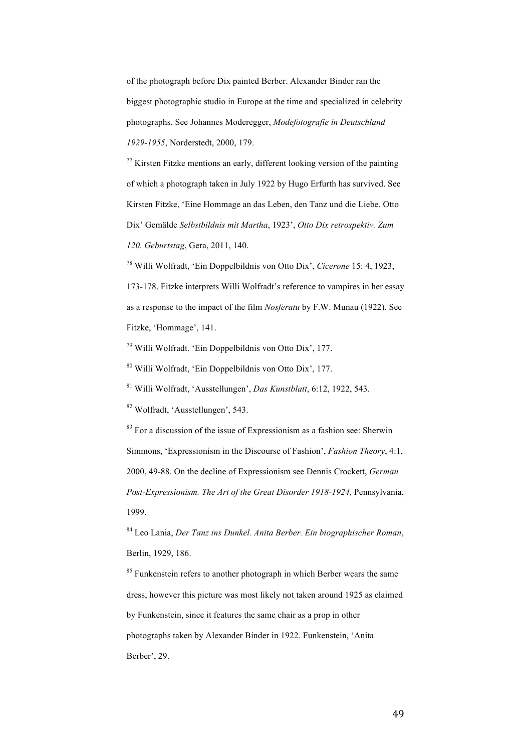of the photograph before Dix painted Berber. Alexander Binder ran the biggest photographic studio in Europe at the time and specialized in celebrity photographs. See Johannes Moderegger, *Modefotografie in Deutschland 1929-1955*, Norderstedt, 2000, 179.

[77] Kirsten Fitzke mentions an early, different looking version of the painting of which a photograph taken in July 1922 by Hugo Erfurth has survived. See Kirsten Fitzke, 'Eine Hommage an das Leben, den Tanz und die Liebe. Otto Dix' Gemälde *Selbstbildnis mit Martha*, 1923', *Otto Dix retrospektiv. Zum 120. Geburtstag*, Gera, 2011, 140.

[78] Willi Wolfradt, 'Ein Doppelbildnis von Otto Dix', *Cicerone* 15: 4, 1923, 173-178. Fitzke interprets Willi Wolfradt's reference to vampires in her essay as a response to the impact of the film *Nosferatu* by F.W. Munau (1922). See Fitzke, 'Hommage', 141.

[79] Willi Wolfradt. 'Ein Doppelbildnis von Otto Dix', 177.

[80] Willi Wolfradt, 'Ein Doppelbildnis von Otto Dix', 177.

[81] Willi Wolfradt, 'Ausstellungen', *Das Kunstblatt*, 6:12, 1922, 543.

[82] Wolfradt, 'Ausstellungen', 543.

[83] For a discussion of the issue of Expressionism as a fashion see: Sherwin Simmons, 'Expressionism in the Discourse of Fashion', *Fashion Theory*, 4:1, 2000, 49-88. On the decline of Expressionism see Dennis Crockett, *German Post-Expressionism. The Art of the Great Disorder 1918-1924,* Pennsylvania, 1999.

[84] Leo Lania, *Der Tanz ins Dunkel. Anita Berber. Ein biographischer Roman*, Berlin, 1929, 186.

[85] Funkenstein refers to another photograph in which Berber wears the same dress, however this picture was most likely not taken around 1925 as claimed by Funkenstein, since it features the same chair as a prop in other photographs taken by Alexander Binder in 1922. Funkenstein, 'Anita Berber', 29.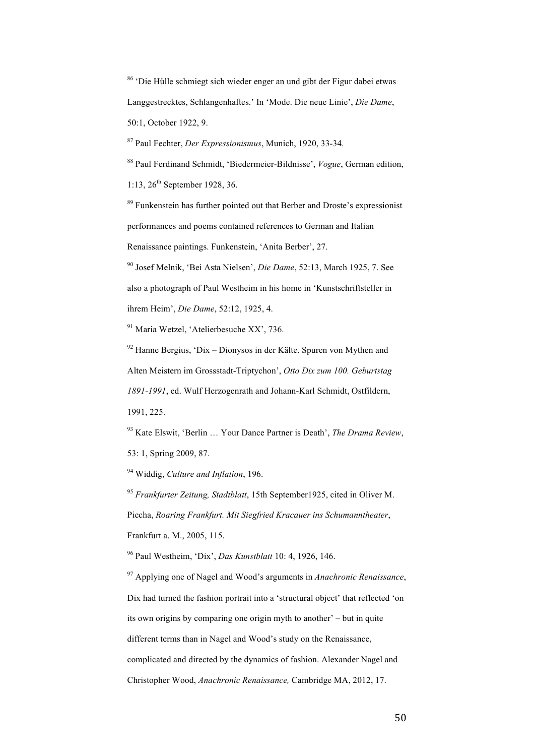[86] 'Die Hülle schmiegt sich wieder enger an und gibt der Figur dabei etwas Langgestrecktes, Schlangenhaftes.' In 'Mode. Die neue Linie', *Die Dame*, 50:1, October 1922, 9.

[87] Paul Fechter, *Der Expressionismus*, Munich, 1920, 33-34.

[88] Paul Ferdinand Schmidt, 'Biedermeier-Bildnisse', *Vogue*, German edition, 1:13, 26th September 1928, 36.

[89] Funkenstein has further pointed out that Berber and Droste's expressionist performances and poems contained references to German and Italian Renaissance paintings. Funkenstein, 'Anita Berber', 27.

[90] Josef Melnik, 'Bei Asta Nielsen', *Die Dame*, 52:13, March 1925, 7. See also a photograph of Paul Westheim in his home in 'Kunstschriftsteller in ihrem Heim', *Die Dame*, 52:12, 1925, 4.

[91] Maria Wetzel, 'Atelierbesuche XX', 736.

[92] Hanne Bergius, 'Dix – Dionysos in der Kälte. Spuren von Mythen and Alten Meistern im Grossstadt-Triptychon', *Otto Dix zum 100. Geburtstag 1891-1991*, ed. Wulf Herzogenrath and Johann-Karl Schmidt, Ostfildern, 1991, 225.

[93] Kate Elswit, 'Berlin … Your Dance Partner is Death', *The Drama Review*, 53: 1, Spring 2009, 87.

[94] Widdig, *Culture and Inflation*, 196.

[95] *Frankfurter Zeitung, Stadtblatt*, 15th September1925, cited in Oliver M. Piecha, *Roaring Frankfurt. Mit Siegfried Kracauer ins Schumanntheater*, Frankfurt a. M., 2005, 115.

[96] Paul Westheim, 'Dix', *Das Kunstblatt* 10: 4, 1926, 146.

[97] Applying one of Nagel and Wood's arguments in *Anachronic Renaissance*, Dix had turned the fashion portrait into a 'structural object' that reflected 'on its own origins by comparing one origin myth to another' – but in quite different terms than in Nagel and Wood's study on the Renaissance, complicated and directed by the dynamics of fashion. Alexander Nagel and Christopher Wood, *Anachronic Renaissance,* Cambridge MA, 2012, 17.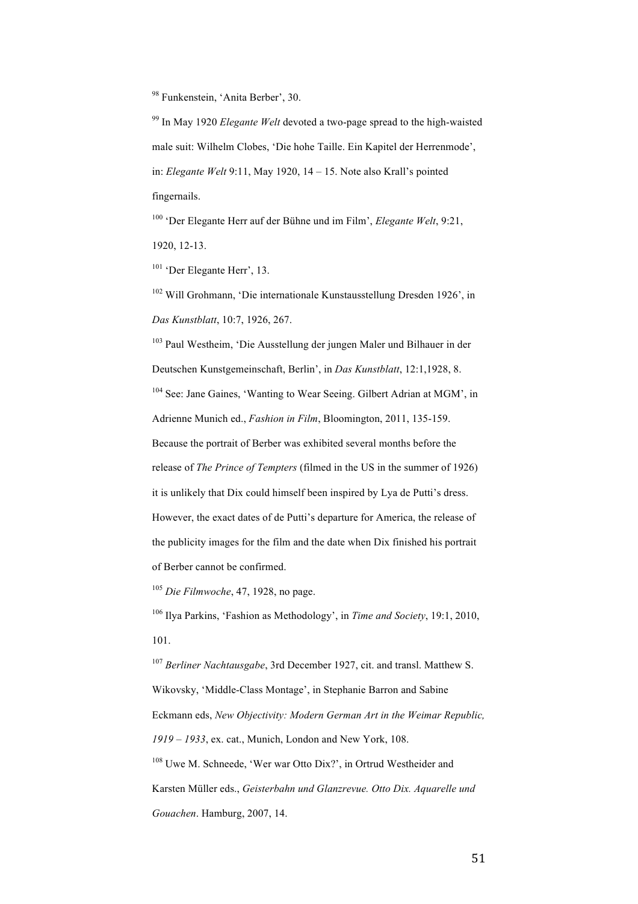[98] Funkenstein, 'Anita Berber', 30.

[99] In May 1920 *Elegante Welt* devoted a two-page spread to the high-waisted male suit: Wilhelm Clobes, 'Die hohe Taille. Ein Kapitel der Herrenmode', in: *Elegante Welt* 9:11, May 1920, 14 – 15. Note also Krall's pointed fingernails.

[100] 'Der Elegante Herr auf der Bühne und im Film', *Elegante Welt*, 9:21, 1920, 12-13.

[101] 'Der Elegante Herr', 13.

[102] Will Grohmann, 'Die internationale Kunstausstellung Dresden 1926', in *Das Kunstblatt*, 10:7, 1926, 267.

[103] Paul Westheim, 'Die Ausstellung der jungen Maler und Bilhauer in der Deutschen Kunstgemeinschaft, Berlin', in *Das Kunstblatt*, 12:1,1928, 8.

[104] See: Jane Gaines, 'Wanting to Wear Seeing. Gilbert Adrian at MGM', in Adrienne Munich ed., *Fashion in Film*, Bloomington, 2011, 135-159. Because the portrait of Berber was exhibited several months before the release of *The Prince of Tempters* (filmed in the US in the summer of 1926) it is unlikely that Dix could himself been inspired by Lya de Putti's dress. However, the exact dates of de Putti's departure for America, the release of the publicity images for the film and the date when Dix finished his portrait of Berber cannot be confirmed.

[105] *Die Filmwoche*, 47, 1928, no page.

[106] Ilya Parkins, 'Fashion as Methodology', in *Time and Society*, 19:1, 2010, 101.

[107] *Berliner Nachtausgabe*, 3rd December 1927, cit. and transl. Matthew S. Wikovsky, 'Middle-Class Montage', in Stephanie Barron and Sabine Eckmann eds, *New Objectivity: Modern German Art in the Weimar Republic, 1919 – 1933*, ex. cat., Munich, London and New York, 108.

[108] Uwe M. Schneede, 'Wer war Otto Dix?', in Ortrud Westheider and Karsten Müller eds., *Geisterbahn und Glanzrevue. Otto Dix. Aquarelle und Gouachen*. Hamburg, 2007, 14.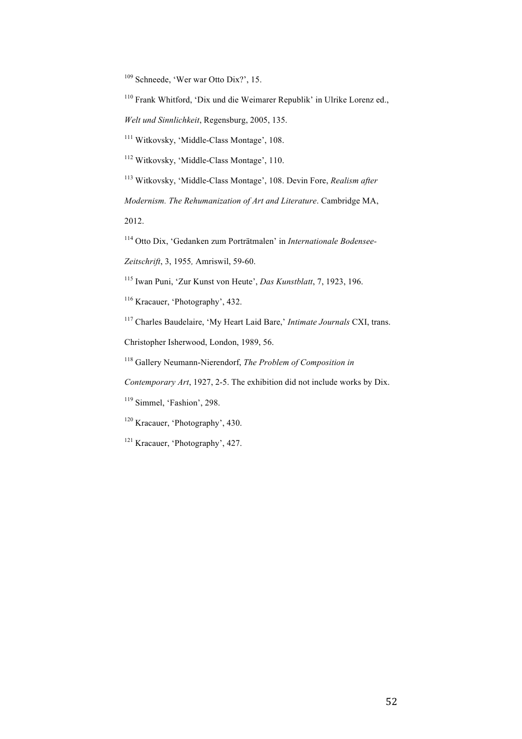[109] Schneede, 'Wer war Otto Dix?', 15.

[110] Frank Whitford, 'Dix und die Weimarer Republik' in Ulrike Lorenz ed., *Welt und Sinnlichkeit*, Regensburg, 2005, 135.

[111] Witkovsky, 'Middle-Class Montage', 108.

[112] Witkovsky, 'Middle-Class Montage', 110.

[113] Witkovsky, 'Middle-Class Montage', 108. Devin Fore, *Realism after Modernism. The Rehumanization of Art and Literature*. Cambridge MA, 2012.

[114] Otto Dix, 'Gedanken zum Porträtmalen' in *Internationale Bodensee-Zeitschrift*, 3, 1955*,* Amriswil, 59-60.

[115] Iwan Puni, 'Zur Kunst von Heute', *Das Kunstblatt*, 7, 1923, 196.

[116] Kracauer, 'Photography', 432.

[117] Charles Baudelaire, 'My Heart Laid Bare,' *Intimate Journals* CXI, trans. Christopher Isherwood, London, 1989, 56.

[118] Gallery Neumann-Nierendorf, *The Problem of Composition in Contemporary Art*, 1927, 2-5. The exhibition did not include works by Dix.

[119] Simmel, 'Fashion', 298.

[120] Kracauer, 'Photography', 430.

[121] Kracauer, 'Photography', 427.